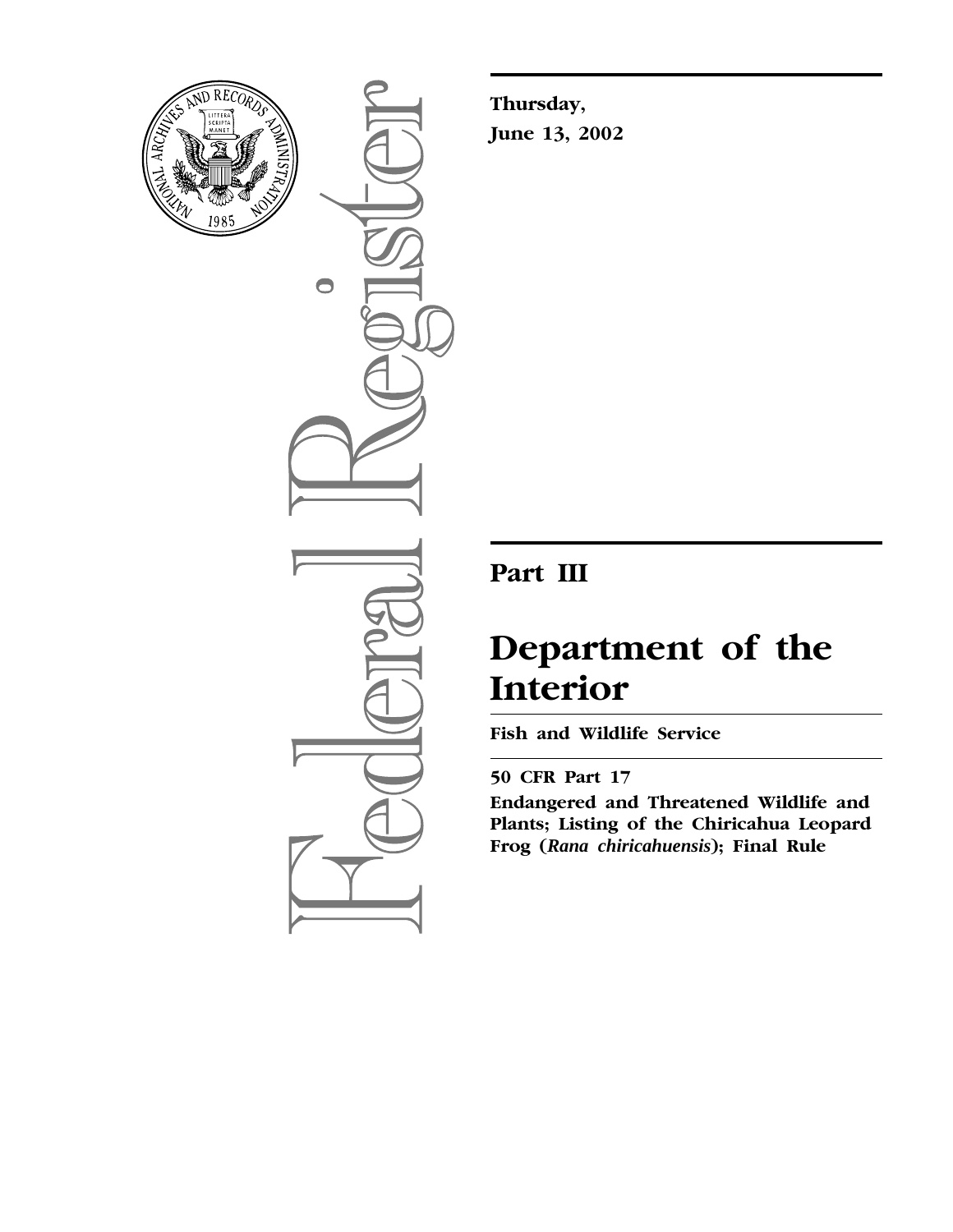**Thursday,**

**June 13, 2002**

# Part III

# Department of the Interior

**Fish and Wildlife Service**

**50 CFR Part 17**

**Endangered and Threatened Wildlife and Plants; Listing of the Chiricahua Leopard Frog (*Rana chiricahuensis*); Final Rule**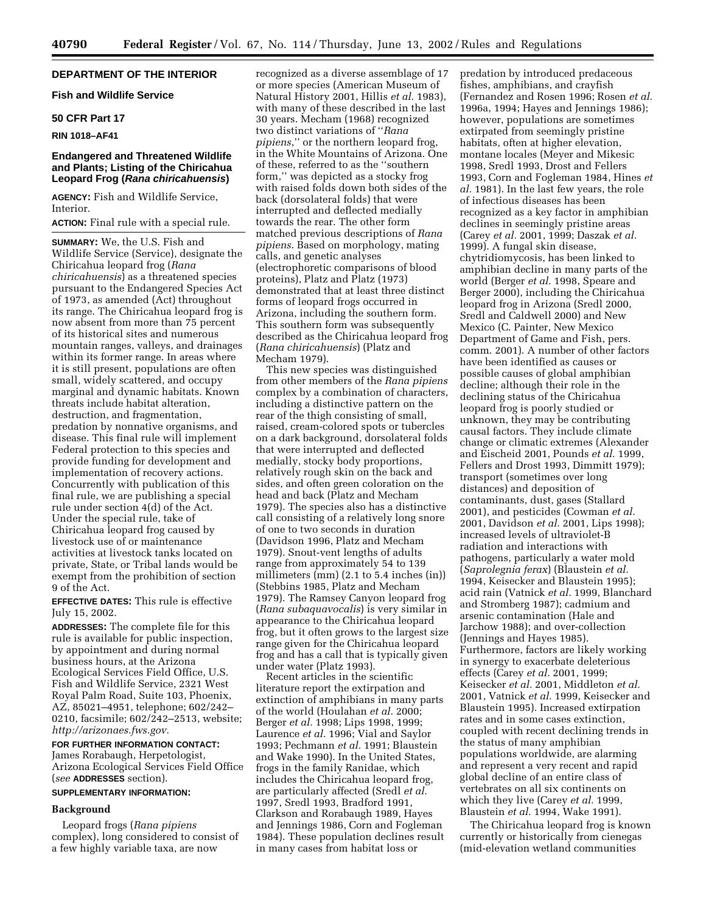## DEPARTMENT OF THE INTERIOR

### Fish and Wildlife Service

### 50 CFR Part 17

**RIN 1018–AF41**

### Endangered and Threatened Wildlife and Plants; Listing of the Chiricahua Leopard Frog (*Rana chiricahuensis*)

**AGENCY:** Fish and Wildlife Service, Interior.

**ACTION:** Final rule with a special rule.

**SUMMARY:** We, the U.S. Fish and Wildlife Service (Service), designate the Chiricahua leopard frog (*Rana chiricahuensis*) as a threatened species pursuant to the Endangered Species Act of 1973, as amended (Act) throughout its range. The Chiricahua leopard frog is now absent from more than 75 percent of its historical sites and numerous mountain ranges, valleys, and drainages within its former range. In areas where it is still present, populations are often small, widely scattered, and occupy marginal and dynamic habitats. Known threats include habitat alteration, destruction, and fragmentation, predation by nonnative organisms, and disease. This final rule will implement Federal protection to this species and provide funding for development and implementation of recovery actions. Concurrently with publication of this final rule, we are publishing a special rule under section 4(d) of the Act. Under the special rule, take of Chiricahua leopard frog caused by livestock use of or maintenance activities at livestock tanks located on private, State, or Tribal lands would be exempt from the prohibition of section 9 of the Act.

**EFFECTIVE DATES:** This rule is effective July 15, 2002.

**ADDRESSES:** The complete file for this rule is available for public inspection, by appointment and during normal business hours, at the Arizona Ecological Services Field Office, U.S. Fish and Wildlife Service, 2321 West Royal Palm Road, Suite 103, Phoenix, AZ, 85021–4951, telephone; 602/242–0210, facsimile; 602/242–2513, website; *http://arizonaes.fws.gov.*

**FOR FURTHER INFORMATION CONTACT:** James Rorabaugh, Herpetologist, Arizona Ecological Services Field Office (*see* **ADDRESSES** section).

**SUPPLEMENTARY INFORMATION:**

### Background

Leopard frogs (*Rana pipiens* complex), long considered to consist of a few highly variable taxa, are now recognized as a diverse assemblage of 17 or more species (American Museum of Natural History 2001, Hillis *et al.* 1983), with many of these described in the last 30 years. Mecham (1968) recognized two distinct variations of ''*Rana pipiens*,'' or the northern leopard frog, in the White Mountains of Arizona. One of these, referred to as the ''southern form,'' was depicted as a stocky frog with raised folds down both sides of the back (dorsolateral folds) that were interrupted and deflected medially towards the rear. The other form matched previous descriptions of *Rana pipiens*. Based on morphology, mating calls, and genetic analyses (electrophoretic comparisons of blood proteins), Platz and Platz (1973) demonstrated that at least three distinct forms of leopard frogs occurred in Arizona, including the southern form. This southern form was subsequently described as the Chiricahua leopard frog (*Rana chiricahuensis*) (Platz and Mecham 1979).

This new species was distinguished from other members of the *Rana pipiens* complex by a combination of characters, including a distinctive pattern on the rear of the thigh consisting of small, raised, cream-colored spots or tubercles on a dark background, dorsolateral folds that were interrupted and deflected medially, stocky body proportions, relatively rough skin on the back and sides, and often green coloration on the head and back (Platz and Mecham 1979). The species also has a distinctive call consisting of a relatively long snore of one to two seconds in duration (Davidson 1996, Platz and Mecham 1979). Snout-vent lengths of adults range from approximately 54 to 139 millimeters (mm) (2.1 to 5.4 inches (in)) (Stebbins 1985, Platz and Mecham 1979). The Ramsey Canyon leopard frog (*Rana subaquavocalis*) is very similar in appearance to the Chiricahua leopard frog, but it often grows to the largest size range given for the Chiricahua leopard frog and has a call that is typically given under water (Platz 1993).

Recent articles in the scientific literature report the extirpation and extinction of amphibians in many parts of the world (Houlahan *et al.* 2000; Berger *et al.* 1998; Lips 1998, 1999; Laurence *et al.* 1996; Vial and Saylor 1993; Pechmann *et al.* 1991; Blaustein and Wake 1990). In the United States, frogs in the family Ranidae, which includes the Chiricahua leopard frog, are particularly affected (Sredl *et al.* 1997, Sredl 1993, Bradford 1991, Clarkson and Rorabaugh 1989, Hayes and Jennings 1986, Corn and Fogleman 1984). These population declines result in many cases from habitat loss or predation by introduced predaceous fishes, amphibians, and crayfish (Fernandez and Rosen 1996; Rosen *et al.* 1996a, 1994; Hayes and Jennings 1986); however, populations are sometimes extirpated from seemingly pristine habitats, often at higher elevation, montane locales (Meyer and Mikesic 1998, Sredl 1993, Drost and Fellers 1993, Corn and Fogleman 1984, Hines *et al.* 1981). In the last few years, the role of infectious diseases has been recognized as a key factor in amphibian declines in seemingly pristine areas (Carey *et al.* 2001, 1999; Daszak *et al.* 1999). A fungal skin disease, chytridiomycosis, has been linked to amphibian decline in many parts of the world (Berger *et al.* 1998, Speare and Berger 2000), including the Chiricahua leopard frog in Arizona (Sredl 2000, Sredl and Caldwell 2000) and New Mexico (C. Painter, New Mexico Department of Game and Fish, pers. comm. 2001). A number of other factors have been identified as causes or possible causes of global amphibian decline; although their role in the declining status of the Chiricahua leopard frog is poorly studied or unknown, they may be contributing causal factors. They include climate change or climatic extremes (Alexander and Eischeid 2001, Pounds *et al.* 1999, Fellers and Drost 1993, Dimmitt 1979); transport (sometimes over long distances) and deposition of contaminants, dust, gases (Stallard 2001), and pesticides (Cowman *et al.* 2001, Davidson *et al.* 2001, Lips 1998); increased levels of ultraviolet-B radiation and interactions with pathogens, particularly a water mold (*Saprolegnia ferax*) (Blaustein *et al.* 1994, Keisecker and Blaustein 1995); acid rain (Vatnick *et al.* 1999, Blanchard and Stromberg 1987); cadmium and arsenic contamination (Hale and Jarchow 1988); and over-collection (Jennings and Hayes 1985). Furthermore, factors are likely working in synergy to exacerbate deleterious effects (Carey *et al.* 2001, 1999; Keisecker *et al.* 2001, Middleton *et al.* 2001, Vatnick *et al.* 1999, Keisecker and Blaustein 1995). Increased extirpation rates and in some cases extinction, coupled with recent declining trends in the status of many amphibian populations worldwide, are alarming and represent a very recent and rapid global decline of an entire class of vertebrates on all six continents on which they live (Carey *et al.* 1999, Blaustein *et al.* 1994, Wake 1991).

The Chiricahua leopard frog is known currently or historically from cienegas (mid-elevation wetland communities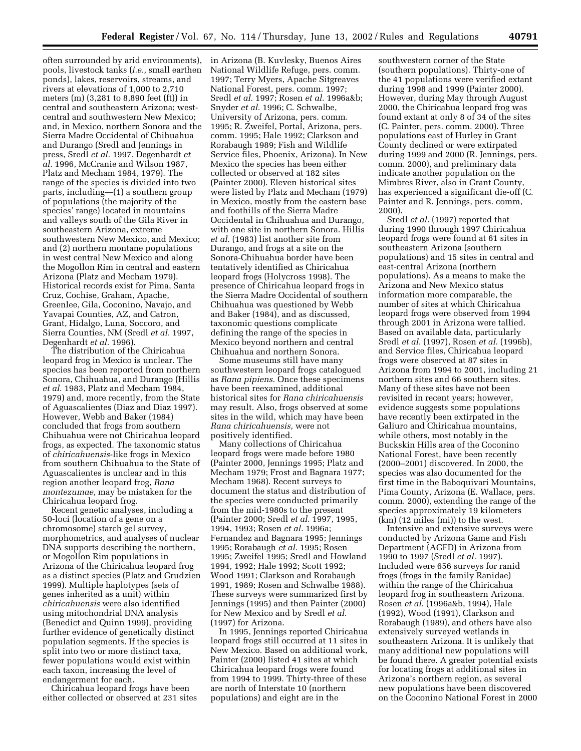often surrounded by arid environments), pools, livestock tanks (*i.e.,* small earthen ponds), lakes, reservoirs, streams, and rivers at elevations of 1,000 to 2,710 meters (m) (3,281 to 8,890 feet (ft)) in central and southeastern Arizona; west-central and southwestern New Mexico; and, in Mexico, northern Sonora and the Sierra Madre Occidental of Chihuahua and Durango (Sredl and Jennings in press, Sredl *et al.* 1997, Degenhardt *et al.* 1996, McCranie and Wilson 1987, Platz and Mecham 1984, 1979). The range of the species is divided into two parts, including—(1) a southern group of populations (the majority of the species' range) located in mountains and valleys south of the Gila River in southeastern Arizona, extreme southwestern New Mexico, and Mexico; and (2) northern montane populations in west central New Mexico and along the Mogollon Rim in central and eastern Arizona (Platz and Mecham 1979). Historical records exist for Pima, Santa Cruz, Cochise, Graham, Apache, Greenlee, Gila, Coconino, Navajo, and Yavapai Counties, AZ, and Catron, Grant, Hidalgo, Luna, Soccoro, and Sierra Counties, NM (Sredl *et al.* 1997, Degenhardt *et al.* 1996).

The distribution of the Chiricahua leopard frog in Mexico is unclear. The species has been reported from northern Sonora, Chihuahua, and Durango (Hillis *et al.* 1983, Platz and Mecham 1984, 1979) and, more recently, from the State of Aguascalientes (Diaz and Diaz 1997). However, Webb and Baker (1984) concluded that frogs from southern Chihuahua were not Chiricahua leopard frogs, as expected. The taxonomic status of *chiricahuensis*-like frogs in Mexico from southern Chihuahua to the State of Aguascalientes is unclear and in this region another leopard frog, *Rana montezumae,* may be mistaken for the Chiricahua leopard frog.

Recent genetic analyses, including a 50-loci (location of a gene on a chromosome) starch gel survey, morphometrics, and analyses of nuclear DNA supports describing the northern, or Mogollon Rim populations in Arizona of the Chiricahua leopard frog as a distinct species (Platz and Grudzien 1999). Multiple haplotypes (sets of genes inherited as a unit) within *chiricahuensis* were also identified using mitochondrial DNA analysis (Benedict and Quinn 1999), providing further evidence of genetically distinct population segments. If the species is split into two or more distinct taxa, fewer populations would exist within each taxon, increasing the level of endangerment for each.

Chiricahua leopard frogs have been either collected or observed at 231 sites in Arizona (B. Kuvlesky, Buenos Aires National Wildlife Refuge, pers. comm. 1997; Terry Myers, Apache Sitgreaves National Forest, pers. comm. 1997; Sredl *et al.* 1997; Rosen *et al.* 1996a&b; Snyder *et al*. 1996; C. Schwalbe, University of Arizona, pers. comm. 1995; R. Zweifel, Portal, Arizona, pers. comm. 1995; Hale 1992; Clarkson and Rorabaugh 1989; Fish and Wildlife Service files, Phoenix, Arizona). In New Mexico the species has been either collected or observed at 182 sites (Painter 2000). Eleven historical sites were listed by Platz and Mecham (1979) in Mexico, mostly from the eastern base and foothills of the Sierra Madre Occidental in Chihuahua and Durango, with one site in northern Sonora. Hillis *et al.* (1983) list another site from Durango, and frogs at a site on the Sonora-Chihuahua border have been tentatively identified as Chiricahua leopard frogs (Holycross 1998). The presence of Chiricahua leopard frogs in the Sierra Madre Occidental of southern Chihuahua was questioned by Webb and Baker (1984), and as discussed, taxonomic questions complicate defining the range of the species in Mexico beyond northern and central Chihuahua and northern Sonora.

Some museums still have many southwestern leopard frogs catalogued as *Rana pipiens*. Once these specimens have been reexamined, additional historical sites for *Rana chiricahuensis* may result. Also, frogs observed at some sites in the wild, which may have been *Rana chiricahuensis,* were not positively identified.

Many collections of Chiricahua leopard frogs were made before 1980 (Painter 2000, Jennings 1995; Platz and Mecham 1979; Frost and Bagnara 1977; Mecham 1968). Recent surveys to document the status and distribution of the species were conducted primarily from the mid-1980s to the present (Painter 2000; Sredl *et al.* 1997, 1995, 1994, 1993; Rosen *et al.* 1996a; Fernandez and Bagnara 1995; Jennings 1995; Rorabaugh *et al.* 1995; Rosen 1995; Zweifel 1995; Sredl and Howland 1994, 1992; Hale 1992; Scott 1992; Wood 1991; Clarkson and Rorabaugh 1991, 1989; Rosen and Schwalbe 1988). These surveys were summarized first by Jennings (1995) and then Painter (2000) for New Mexico and by Sredl *et al.* (1997) for Arizona.

In 1995, Jennings reported Chiricahua leopard frogs still occurred at 11 sites in New Mexico. Based on additional work, Painter (2000) listed 41 sites at which Chiricahua leopard frogs were found from 1994 to 1999. Thirty-three of these are north of Interstate 10 (northern populations) and eight are in the southwestern corner of the State (southern populations). Thirty-one of the 41 populations were verified extant during 1998 and 1999 (Painter 2000). However, during May through August 2000, the Chiricahua leopard frog was found extant at only 8 of 34 of the sites (C. Painter, pers. comm. 2000). Three populations east of Hurley in Grant County declined or were extirpated during 1999 and 2000 (R. Jennings, pers. comm. 2000), and preliminary data indicate another population on the Mimbres River, also in Grant County, has experienced a significant die-off (C. Painter and R. Jennings, pers. comm, 2000).

Sredl *et al.* (1997) reported that during 1990 through 1997 Chiricahua leopard frogs were found at 61 sites in southeastern Arizona (southern populations) and 15 sites in central and east-central Arizona (northern populations). As a means to make the Arizona and New Mexico status information more comparable, the number of sites at which Chiricahua leopard frogs were observed from 1994 through 2001 in Arizona were tallied. Based on available data, particularly Sredl *et al.* (1997), Rosen *et al.* (1996b), and Service files, Chiricahua leopard frogs were observed at 87 sites in Arizona from 1994 to 2001, including 21 northern sites and 66 southern sites. Many of these sites have not been revisited in recent years; however, evidence suggests some populations have recently been extirpated in the Galiuro and Chiricahua mountains, while others, most notably in the Buckskin Hills area of the Coconino National Forest, have been recently (2000–2001) discovered. In 2000, the species was also documented for the first time in the Baboquivari Mountains, Pima County, Arizona (E. Wallace, pers. comm. 2000), extending the range of the species approximately 19 kilometers (km) (12 miles (mi)) to the west.

Intensive and extensive surveys were conducted by Arizona Game and Fish Department (AGFD) in Arizona from 1990 to 1997 (Sredl *et al.* 1997). Included were 656 surveys for ranid frogs (frogs in the family Ranidae) within the range of the Chiricahua leopard frog in southeastern Arizona. Rosen *et al.* (1996a&b, 1994), Hale (1992), Wood (1991), Clarkson and Rorabaugh (1989), and others have also extensively surveyed wetlands in southeastern Arizona. It is unlikely that many additional new populations will be found there. A greater potential exists for locating frogs at additional sites in Arizona's northern region, as several new populations have been discovered on the Coconino National Forest in 2000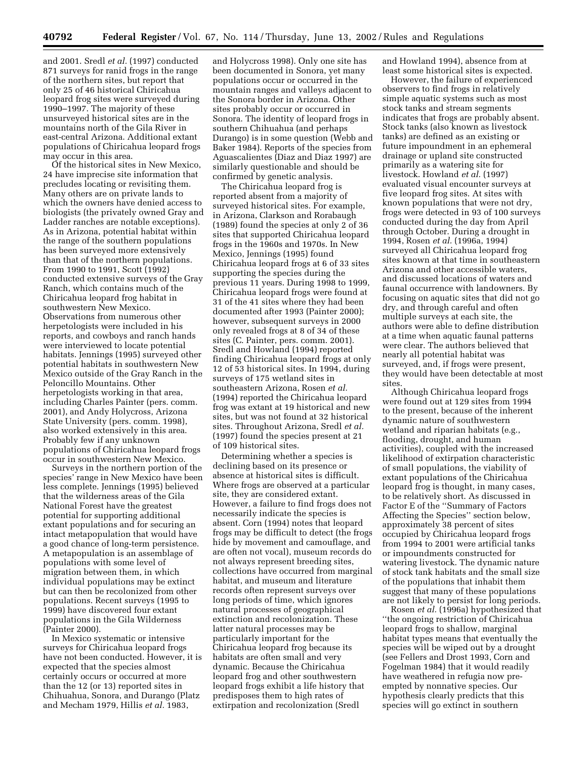and 2001. Sredl *et al.* (1997) conducted 871 surveys for ranid frogs in the range of the northern sites, but report that only 25 of 46 historical Chiricahua leopard frog sites were surveyed during 1990–1997. The majority of these unsurveyed historical sites are in the mountains north of the Gila River in east-central Arizona. Additional extant populations of Chiricahua leopard frogs may occur in this area.

Of the historical sites in New Mexico, 24 have imprecise site information that precludes locating or revisiting them. Many others are on private lands to which the owners have denied access to biologists (the privately owned Gray and Ladder ranches are notable exceptions). As in Arizona, potential habitat within the range of the southern populations has been surveyed more extensively than that of the northern populations. From 1990 to 1991, Scott (1992) conducted extensive surveys of the Gray Ranch, which contains much of the Chiricahua leopard frog habitat in southwestern New Mexico. Observations from numerous other herpetologists were included in his reports, and cowboys and ranch hands were interviewed to locate potential habitats. Jennings (1995) surveyed other potential habitats in southwestern New Mexico outside of the Gray Ranch in the Peloncillo Mountains. Other herpetologists working in that area, including Charles Painter (pers. comm. 2001), and Andy Holycross, Arizona State University (pers. comm. 1998), also worked extensively in this area. Probably few if any unknown populations of Chiricahua leopard frogs occur in southwestern New Mexico.

Surveys in the northern portion of the species' range in New Mexico have been less complete. Jennings (1995) believed that the wilderness areas of the Gila National Forest have the greatest potential for supporting additional extant populations and for securing an intact metapopulation that would have a good chance of long-term persistence. A metapopulation is an assemblage of populations with some level of migration between them, in which individual populations may be extinct but can then be recolonized from other populations. Recent surveys (1995 to 1999) have discovered four extant populations in the Gila Wilderness (Painter 2000).

In Mexico systematic or intensive surveys for Chiricahua leopard frogs have not been conducted. However, it is expected that the species almost certainly occurs or occurred at more than the 12 (or 13) reported sites in Chihuahua, Sonora, and Durango (Platz and Mecham 1979, Hillis *et al.* 1983, and Holycross 1998). Only one site has been documented in Sonora, yet many populations occur or occurred in the mountain ranges and valleys adjacent to the Sonora border in Arizona. Other sites probably occur or occurred in Sonora. The identity of leopard frogs in southern Chihuahua (and perhaps Durango) is in some question (Webb and Baker 1984). Reports of the species from Aguascalientes (Diaz and Diaz 1997) are similarly questionable and should be confirmed by genetic analysis.

The Chiricahua leopard frog is reported absent from a majority of surveyed historical sites. For example, in Arizona, Clarkson and Rorabaugh (1989) found the species at only 2 of 36 sites that supported Chiricahua leopard frogs in the 1960s and 1970s. In New Mexico, Jennings (1995) found Chiricahua leopard frogs at 6 of 33 sites supporting the species during the previous 11 years. During 1998 to 1999, Chiricahua leopard frogs were found at 31 of the 41 sites where they had been documented after 1993 (Painter 2000); however, subsequent surveys in 2000 only revealed frogs at 8 of 34 of these sites (C. Painter, pers. comm. 2001). Sredl and Howland (1994) reported finding Chiricahua leopard frogs at only 12 of 53 historical sites. In 1994, during surveys of 175 wetland sites in southeastern Arizona, Rosen *et al.* (1994) reported the Chiricahua leopard frog was extant at 19 historical and new sites, but was not found at 32 historical sites. Throughout Arizona, Sredl *et al.* (1997) found the species present at 21 of 109 historical sites.

Determining whether a species is declining based on its presence or absence at historical sites is difficult. Where frogs are observed at a particular site, they are considered extant. However, a failure to find frogs does not necessarily indicate the species is absent. Corn (1994) notes that leopard frogs may be difficult to detect (the frogs hide by movement and camouflage, and are often not vocal), museum records do not always represent breeding sites, collections have occurred from marginal habitat, and museum and literature records often represent surveys over long periods of time, which ignores natural processes of geographical extinction and recolonization. These latter natural processes may be particularly important for the Chiricahua leopard frog because its habitats are often small and very dynamic. Because the Chiricahua leopard frog and other southwestern leopard frogs exhibit a life history that predisposes them to high rates of extirpation and recolonization (Sredl and Howland 1994), absence from at least some historical sites is expected.

However, the failure of experienced observers to find frogs in relatively simple aquatic systems such as most stock tanks and stream segments indicates that frogs are probably absent. Stock tanks (also known as livestock tanks) are defined as an existing or future impoundment in an ephemeral drainage or upland site constructed primarily as a watering site for livestock. Howland *et al.* (1997) evaluated visual encounter surveys at five leopard frog sites. At sites with known populations that were not dry, frogs were detected in 93 of 100 surveys conducted during the day from April through October. During a drought in 1994, Rosen *et al.* (1996a, 1994) surveyed all Chiricahua leopard frog sites known at that time in southeastern Arizona and other accessible waters, and discussed locations of waters and faunal occurrence with landowners. By focusing on aquatic sites that did not go dry, and through careful and often multiple surveys at each site, the authors were able to define distribution at a time when aquatic faunal patterns were clear. The authors believed that nearly all potential habitat was surveyed, and, if frogs were present, they would have been detectable at most sites.

Although Chiricahua leopard frogs were found out at 129 sites from 1994 to the present, because of the inherent dynamic nature of southwestern wetland and riparian habitats (e.g., flooding, drought, and human activities), coupled with the increased likelihood of extirpation characteristic of small populations, the viability of extant populations of the Chiricahua leopard frog is thought, in many cases, to be relatively short. As discussed in Factor E of the "Summary of Factors Affecting the Species" section below, approximately 38 percent of sites occupied by Chiricahua leopard frogs from 1994 to 2001 were artificial tanks or impoundments constructed for watering livestock. The dynamic nature of stock tank habitats and the small size of the populations that inhabit them suggest that many of these populations are not likely to persist for long periods.

Rosen *et al.* (1996a) hypothesized that "the ongoing restriction of Chiricahua leopard frogs to shallow, marginal habitat types means that eventually the species will be wiped out by a drought (see Fellers and Drost 1993, Corn and Fogelman 1984) that it would readily have weathered in refugia now pre-empted by nonnative species. Our hypothesis clearly predicts that this species will go extinct in southern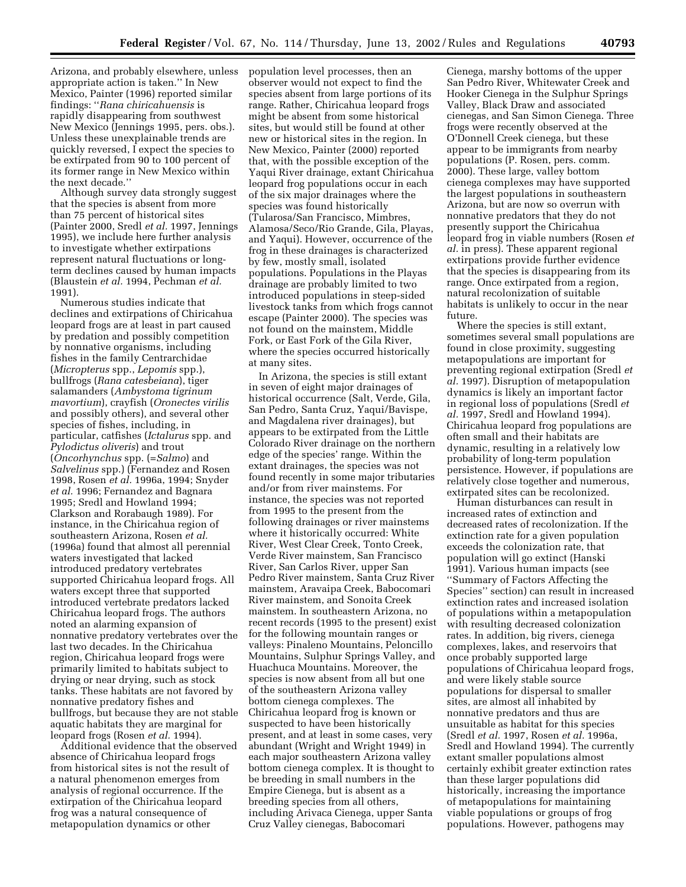Arizona, and probably elsewhere, unless appropriate action is taken.'' In New Mexico, Painter (1996) reported similar findings: ''*Rana chiricahuensis* is rapidly disappearing from southwest New Mexico (Jennings 1995, pers. obs.). Unless these unexplainable trends are quickly reversed, I expect the species to be extirpated from 90 to 100 percent of its former range in New Mexico within the next decade.''

Although survey data strongly suggest that the species is absent from more than 75 percent of historical sites (Painter 2000, Sredl *et al.* 1997, Jennings 1995), we include here further analysis to investigate whether extirpations represent natural fluctuations or long-term declines caused by human impacts (Blaustein *et al.* 1994, Pechman *et al.* 1991).

Numerous studies indicate that declines and extirpations of Chiricahua leopard frogs are at least in part caused by predation and possibly competition by nonnative organisms, including fishes in the family Centrarchidae (*Micropterus* spp., *Lepomis* spp.), bullfrogs (*Rana catesbeiana*), tiger salamanders (*Ambystoma tigrinum mavortium*), crayfish (*Oronectes virilis* and possibly others), and several other species of fishes, including, in particular, catfishes (*Ictalurus* spp. and *Pylodictus oliveris*) and trout (*Oncorhynchus* spp. (=*Salmo*) and *Salvelinus* spp.) (Fernandez and Rosen 1998, Rosen *et al.* 1996a, 1994; Snyder *et al.* 1996; Fernandez and Bagnara 1995; Sredl and Howland 1994; Clarkson and Rorabaugh 1989). For instance, in the Chiricahua region of southeastern Arizona, Rosen *et al.* (1996a) found that almost all perennial waters investigated that lacked introduced predatory vertebrates supported Chiricahua leopard frogs. All waters except three that supported introduced vertebrate predators lacked Chiricahua leopard frogs. The authors noted an alarming expansion of nonnative predatory vertebrates over the last two decades. In the Chiricahua region, Chiricahua leopard frogs were primarily limited to habitats subject to drying or near drying, such as stock tanks. These habitats are not favored by nonnative predatory fishes and bullfrogs, but because they are not stable aquatic habitats they are marginal for leopard frogs (Rosen *et al.* 1994).

Additional evidence that the observed absence of Chiricahua leopard frogs from historical sites is not the result of a natural phenomenon emerges from analysis of regional occurrence. If the extirpation of the Chiricahua leopard frog was a natural consequence of metapopulation dynamics or other population level processes, then an observer would not expect to find the species absent from large portions of its range. Rather, Chiricahua leopard frogs might be absent from some historical sites, but would still be found at other new or historical sites in the region. In New Mexico, Painter (2000) reported that, with the possible exception of the Yaqui River drainage, extant Chiricahua leopard frog populations occur in each of the six major drainages where the species was found historically (Tularosa/San Francisco, Mimbres, Alamosa/Seco/Rio Grande, Gila, Playas, and Yaqui). However, occurrence of the frog in these drainages is characterized by few, mostly small, isolated populations. Populations in the Playas drainage are probably limited to two introduced populations in steep-sided livestock tanks from which frogs cannot escape (Painter 2000). The species was not found on the mainstem, Middle Fork, or East Fork of the Gila River, where the species occurred historically at many sites.

In Arizona, the species is still extant in seven of eight major drainages of historical occurrence (Salt, Verde, Gila, San Pedro, Santa Cruz, Yaqui/Bavispe, and Magdalena river drainages), but appears to be extirpated from the Little Colorado River drainage on the northern edge of the species' range. Within the extant drainages, the species was not found recently in some major tributaries and/or from river mainstems. For instance, the species was not reported from 1995 to the present from the following drainages or river mainstems where it historically occurred: White River, West Clear Creek, Tonto Creek, Verde River mainstem, San Francisco River, San Carlos River, upper San Pedro River mainstem, Santa Cruz River mainstem, Aravaipa Creek, Babocomari River mainstem, and Sonoita Creek mainstem. In southeastern Arizona, no recent records (1995 to the present) exist for the following mountain ranges or valleys: Pinaleno Mountains, Peloncillo Mountains, Sulphur Springs Valley, and Huachuca Mountains. Moreover, the species is now absent from all but one of the southeastern Arizona valley bottom cienega complexes. The Chiricahua leopard frog is known or suspected to have been historically present, and at least in some cases, very abundant (Wright and Wright 1949) in each major southeastern Arizona valley bottom cienega complex. It is thought to be breeding in small numbers in the Empire Cienega, but is absent as a breeding species from all others, including Arivaca Cienega, upper Santa Cruz Valley cienegas, Babocomari Cienega, marshy bottoms of the upper San Pedro River, Whitewater Creek and Hooker Cienega in the Sulphur Springs Valley, Black Draw and associated cienegas, and San Simon Cienega. Three frogs were recently observed at the O'Donnell Creek cienega, but these appear to be immigrants from nearby populations (P. Rosen, pers. comm. 2000). These large, valley bottom cienega complexes may have supported the largest populations in southeastern Arizona, but are now so overrun with nonnative predators that they do not presently support the Chiricahua leopard frog in viable numbers (Rosen *et al.* in press). These apparent regional extirpations provide further evidence that the species is disappearing from its range. Once extirpated from a region, natural recolonization of suitable habitats is unlikely to occur in the near future.

Where the species is still extant, sometimes several small populations are found in close proximity, suggesting metapopulations are important for preventing regional extirpation (Sredl *et al.* 1997). Disruption of metapopulation dynamics is likely an important factor in regional loss of populations (Sredl *et al.* 1997, Sredl and Howland 1994). Chiricahua leopard frog populations are often small and their habitats are dynamic, resulting in a relatively low probability of long-term population persistence. However, if populations are relatively close together and numerous, extirpated sites can be recolonized.

Human disturbances can result in increased rates of extinction and decreased rates of recolonization. If the extinction rate for a given population exceeds the colonization rate, that population will go extinct (Hanski 1991). Various human impacts (see ''Summary of Factors Affecting the Species'' section) can result in increased extinction rates and increased isolation of populations within a metapopulation with resulting decreased colonization rates. In addition, big rivers, cienega complexes, lakes, and reservoirs that once probably supported large populations of Chiricahua leopard frogs, and were likely stable source populations for dispersal to smaller sites, are almost all inhabited by nonnative predators and thus are unsuitable as habitat for this species (Sredl *et al.* 1997, Rosen *et al.* 1996a, Sredl and Howland 1994). The currently extant smaller populations almost certainly exhibit greater extinction rates than these larger populations did historically, increasing the importance of metapopulations for maintaining viable populations or groups of frog populations. However, pathogens may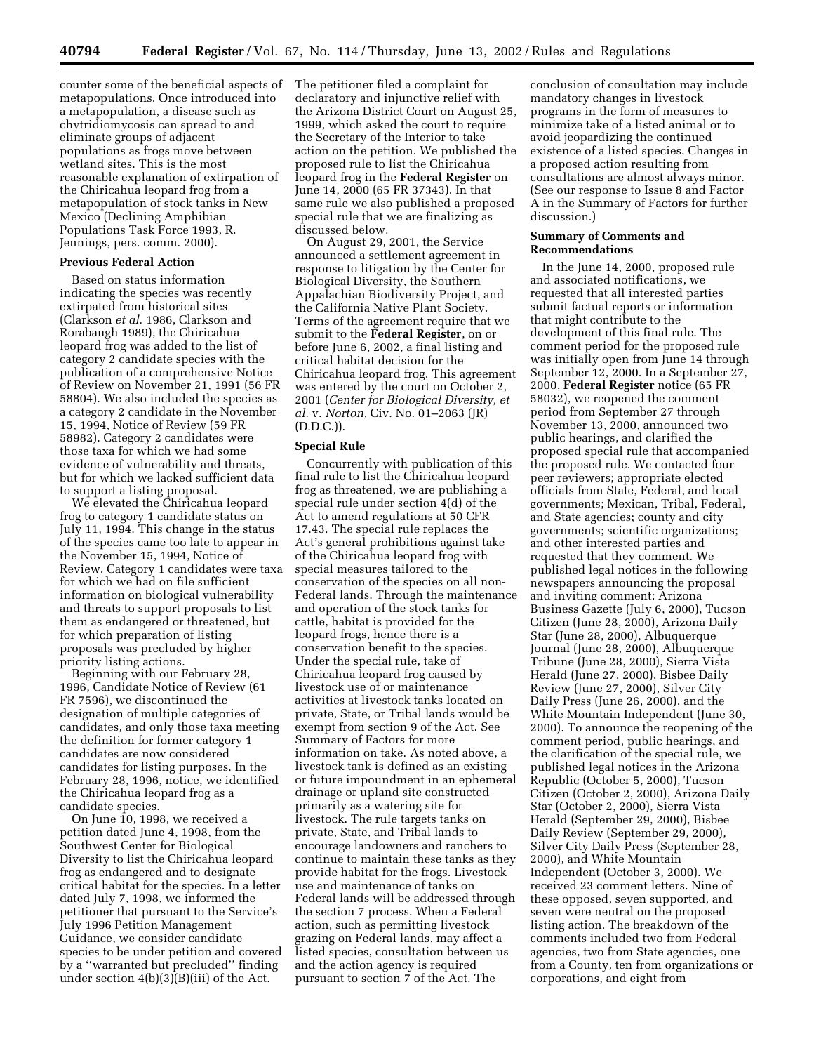counter some of the beneficial aspects of metapopulations. Once introduced into a metapopulation, a disease such as chytridiomycosis can spread to and eliminate groups of adjacent populations as frogs move between wetland sites. This is the most reasonable explanation of extirpation of the Chiricahua leopard frog from a metapopulation of stock tanks in New Mexico (Declining Amphibian Populations Task Force 1993, R. Jennings, pers. comm. 2000).

**Previous Federal Action**

Based on status information indicating the species was recently extirpated from historical sites (Clarkson *et al.* 1986, Clarkson and Rorabaugh 1989), the Chiricahua leopard frog was added to the list of category 2 candidate species with the publication of a comprehensive Notice of Review on November 21, 1991 (56 FR 58804). We also included the species as a category 2 candidate in the November 15, 1994, Notice of Review (59 FR 58982). Category 2 candidates were those taxa for which we had some evidence of vulnerability and threats, but for which we lacked sufficient data to support a listing proposal.

We elevated the Chiricahua leopard frog to category 1 candidate status on July 11, 1994. This change in the status of the species came too late to appear in the November 15, 1994, Notice of Review. Category 1 candidates were taxa for which we had on file sufficient information on biological vulnerability and threats to support proposals to list them as endangered or threatened, but for which preparation of listing proposals was precluded by higher priority listing actions.

Beginning with our February 28, 1996, Candidate Notice of Review (61 FR 7596), we discontinued the designation of multiple categories of candidates, and only those taxa meeting the definition for former category 1 candidates are now considered candidates for listing purposes. In the February 28, 1996, notice, we identified the Chiricahua leopard frog as a candidate species.

On June 10, 1998, we received a petition dated June 4, 1998, from the Southwest Center for Biological Diversity to list the Chiricahua leopard frog as endangered and to designate critical habitat for the species. In a letter dated July 7, 1998, we informed the petitioner that pursuant to the Service's July 1996 Petition Management Guidance, we consider candidate species to be under petition and covered by a ''warranted but precluded'' finding under section 4(b)(3)(B)(iii) of the Act. The petitioner filed a complaint for declaratory and injunctive relief with the Arizona District Court on August 25, 1999, which asked the court to require the Secretary of the Interior to take action on the petition. We published the proposed rule to list the Chiricahua leopard frog in the **Federal Register** on June 14, 2000 (65 FR 37343). In that same rule we also published a proposed special rule that we are finalizing as discussed below.

On August 29, 2001, the Service announced a settlement agreement in response to litigation by the Center for Biological Diversity, the Southern Appalachian Biodiversity Project, and the California Native Plant Society. Terms of the agreement require that we submit to the **Federal Register**, on or before June 6, 2002, a final listing and critical habitat decision for the Chiricahua leopard frog. This agreement was entered by the court on October 2, 2001 (*Center for Biological Diversity, et al.* v. *Norton,* Civ. No. 01–2063 (JR) (D.D.C.)).

**Special Rule**

Concurrently with publication of this final rule to list the Chiricahua leopard frog as threatened, we are publishing a special rule under section 4(d) of the Act to amend regulations at 50 CFR 17.43. The special rule replaces the Act's general prohibitions against take of the Chiricahua leopard frog with special measures tailored to the conservation of the species on all non-Federal lands. Through the maintenance and operation of the stock tanks for cattle, habitat is provided for the leopard frogs, hence there is a conservation benefit to the species. Under the special rule, take of Chiricahua leopard frog caused by livestock use of or maintenance activities at livestock tanks located on private, State, or Tribal lands would be exempt from section 9 of the Act. See Summary of Factors for more information on take. As noted above, a livestock tank is defined as an existing or future impoundment in an ephemeral drainage or upland site constructed primarily as a watering site for livestock. The rule targets tanks on private, State, and Tribal lands to encourage landowners and ranchers to continue to maintain these tanks as they provide habitat for the frogs. Livestock use and maintenance of tanks on Federal lands will be addressed through the section 7 process. When a Federal action, such as permitting livestock grazing on Federal lands, may affect a listed species, consultation between us and the action agency is required pursuant to section 7 of the Act. The conclusion of consultation may include mandatory changes in livestock programs in the form of measures to minimize take of a listed animal or to avoid jeopardizing the continued existence of a listed species. Changes in a proposed action resulting from consultations are almost always minor. (See our response to Issue 8 and Factor A in the Summary of Factors for further discussion.)

**Summary of Comments and Recommendations**

In the June 14, 2000, proposed rule and associated notifications, we requested that all interested parties submit factual reports or information that might contribute to the development of this final rule. The comment period for the proposed rule was initially open from June 14 through September 12, 2000. In a September 27, 2000, **Federal Register** notice (65 FR 58032), we reopened the comment period from September 27 through November 13, 2000, announced two public hearings, and clarified the proposed special rule that accompanied the proposed rule. We contacted four peer reviewers; appropriate elected officials from State, Federal, and local governments; Mexican, Tribal, Federal, and State agencies; county and city governments; scientific organizations; and other interested parties and requested that they comment. We published legal notices in the following newspapers announcing the proposal and inviting comment: Arizona Business Gazette (July 6, 2000), Tucson Citizen (June 28, 2000), Arizona Daily Star (June 28, 2000), Albuquerque Journal (June 28, 2000), Albuquerque Tribune (June 28, 2000), Sierra Vista Herald (June 27, 2000), Bisbee Daily Review (June 27, 2000), Silver City Daily Press (June 26, 2000), and the White Mountain Independent (June 30, 2000). To announce the reopening of the comment period, public hearings, and the clarification of the special rule, we published legal notices in the Arizona Republic (October 5, 2000), Tucson Citizen (October 2, 2000), Arizona Daily Star (October 2, 2000), Sierra Vista Herald (September 29, 2000), Bisbee Daily Review (September 29, 2000), Silver City Daily Press (September 28, 2000), and White Mountain Independent (October 3, 2000). We received 23 comment letters. Nine of these opposed, seven supported, and seven were neutral on the proposed listing action. The breakdown of the comments included two from Federal agencies, two from State agencies, one from a County, ten from organizations or corporations, and eight from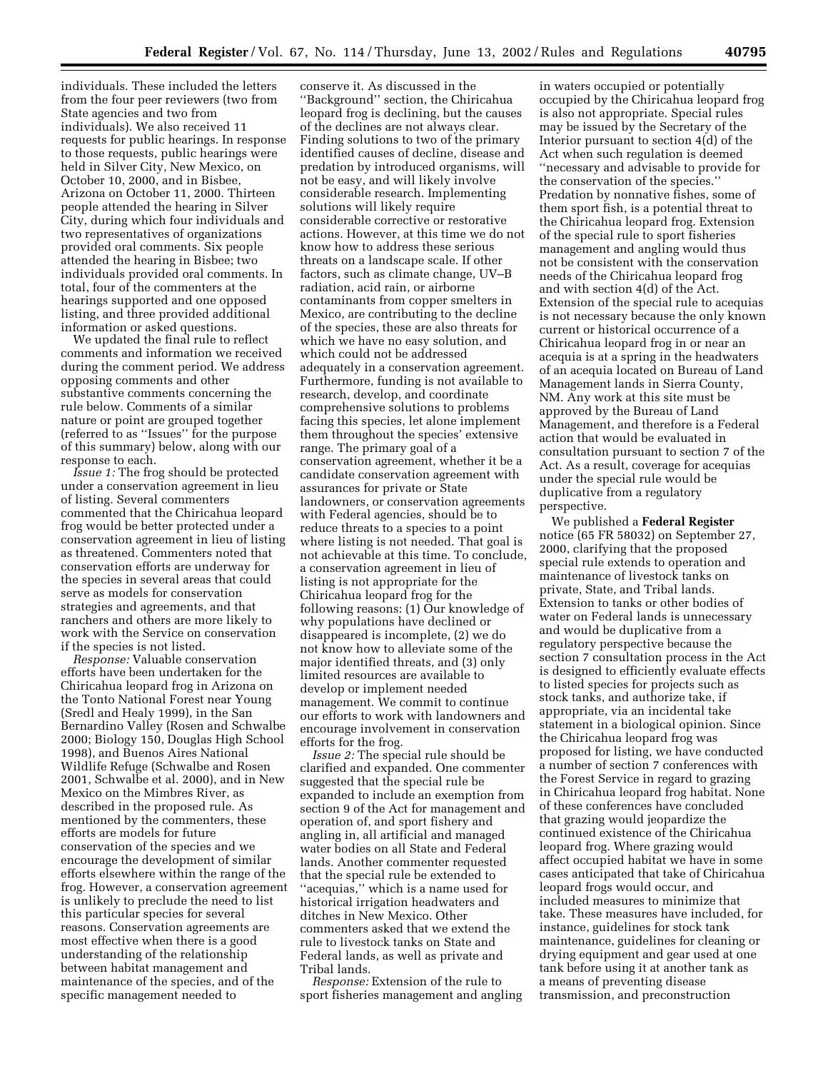individuals. These included the letters from the four peer reviewers (two from State agencies and two from individuals). We also received 11 requests for public hearings. In response to those requests, public hearings were held in Silver City, New Mexico, on October 10, 2000, and in Bisbee, Arizona on October 11, 2000. Thirteen people attended the hearing in Silver City, during which four individuals and two representatives of organizations provided oral comments. Six people attended the hearing in Bisbee; two individuals provided oral comments. In total, four of the commenters at the hearings supported and one opposed listing, and three provided additional information or asked questions.

We updated the final rule to reflect comments and information we received during the comment period. We address opposing comments and other substantive comments concerning the rule below. Comments of a similar nature or point are grouped together (referred to as ''Issues'' for the purpose of this summary) below, along with our response to each.

*Issue 1:* The frog should be protected under a conservation agreement in lieu of listing. Several commenters commented that the Chiricahua leopard frog would be better protected under a conservation agreement in lieu of listing as threatened. Commenters noted that conservation efforts are underway for the species in several areas that could serve as models for conservation strategies and agreements, and that ranchers and others are more likely to work with the Service on conservation if the species is not listed.

*Response:* Valuable conservation efforts have been undertaken for the Chiricahua leopard frog in Arizona on the Tonto National Forest near Young (Sredl and Healy 1999), in the San Bernardino Valley (Rosen and Schwalbe 2000; Biology 150, Douglas High School 1998), and Buenos Aires National Wildlife Refuge (Schwalbe and Rosen 2001, Schwalbe et al. 2000), and in New Mexico on the Mimbres River, as described in the proposed rule. As mentioned by the commenters, these efforts are models for future conservation of the species and we encourage the development of similar efforts elsewhere within the range of the frog. However, a conservation agreement is unlikely to preclude the need to list this particular species for several reasons. Conservation agreements are most effective when there is a good understanding of the relationship between habitat management and maintenance of the species, and of the specific management needed to conserve it. As discussed in the ''Background'' section, the Chiricahua leopard frog is declining, but the causes of the declines are not always clear. Finding solutions to two of the primary identified causes of decline, disease and predation by introduced organisms, will not be easy, and will likely involve considerable research. Implementing solutions will likely require considerable corrective or restorative actions. However, at this time we do not know how to address these serious threats on a landscape scale. If other factors, such as climate change, UV–B radiation, acid rain, or airborne contaminants from copper smelters in Mexico, are contributing to the decline of the species, these are also threats for which we have no easy solution, and which could not be addressed adequately in a conservation agreement. Furthermore, funding is not available to research, develop, and coordinate comprehensive solutions to problems facing this species, let alone implement them throughout the species' extensive range. The primary goal of a conservation agreement, whether it be a candidate conservation agreement with assurances for private or State landowners, or conservation agreements with Federal agencies, should be to reduce threats to a species to a point where listing is not needed. That goal is not achievable at this time. To conclude, a conservation agreement in lieu of listing is not appropriate for the Chiricahua leopard frog for the following reasons: (1) Our knowledge of why populations have declined or disappeared is incomplete, (2) we do not know how to alleviate some of the major identified threats, and (3) only limited resources are available to develop or implement needed management. We commit to continue our efforts to work with landowners and encourage involvement in conservation efforts for the frog.

*Issue 2:* The special rule should be clarified and expanded. One commenter suggested that the special rule be expanded to include an exemption from section 9 of the Act for management and operation of, and sport fishery and angling in, all artificial and managed water bodies on all State and Federal lands. Another commenter requested that the special rule be extended to ''acequias,'' which is a name used for historical irrigation headwaters and ditches in New Mexico. Other commenters asked that we extend the rule to livestock tanks on State and Federal lands, as well as private and Tribal lands.

*Response:* Extension of the rule to sport fisheries management and angling in waters occupied or potentially occupied by the Chiricahua leopard frog is also not appropriate. Special rules may be issued by the Secretary of the Interior pursuant to section 4(d) of the Act when such regulation is deemed ''necessary and advisable to provide for the conservation of the species.'' Predation by nonnative fishes, some of them sport fish, is a potential threat to the Chiricahua leopard frog. Extension of the special rule to sport fisheries management and angling would thus not be consistent with the conservation needs of the Chiricahua leopard frog and with section 4(d) of the Act. Extension of the special rule to acequias is not necessary because the only known current or historical occurrence of a Chiricahua leopard frog in or near an acequia is at a spring in the headwaters of an acequia located on Bureau of Land Management lands in Sierra County, NM. Any work at this site must be approved by the Bureau of Land Management, and therefore is a Federal action that would be evaluated in consultation pursuant to section 7 of the Act. As a result, coverage for acequias under the special rule would be duplicative from a regulatory perspective.

We published a **Federal Register** notice (65 FR 58032) on September 27, 2000, clarifying that the proposed special rule extends to operation and maintenance of livestock tanks on private, State, and Tribal lands. Extension to tanks or other bodies of water on Federal lands is unnecessary and would be duplicative from a regulatory perspective because the section 7 consultation process in the Act is designed to efficiently evaluate effects to listed species for projects such as stock tanks, and authorize take, if appropriate, via an incidental take statement in a biological opinion. Since the Chiricahua leopard frog was proposed for listing, we have conducted a number of section 7 conferences with the Forest Service in regard to grazing in Chiricahua leopard frog habitat. None of these conferences have concluded that grazing would jeopardize the continued existence of the Chiricahua leopard frog. Where grazing would affect occupied habitat we have in some cases anticipated that take of Chiricahua leopard frogs would occur, and included measures to minimize that take. These measures have included, for instance, guidelines for stock tank maintenance, guidelines for cleaning or drying equipment and gear used at one tank before using it at another tank as a means of preventing disease transmission, and preconstruction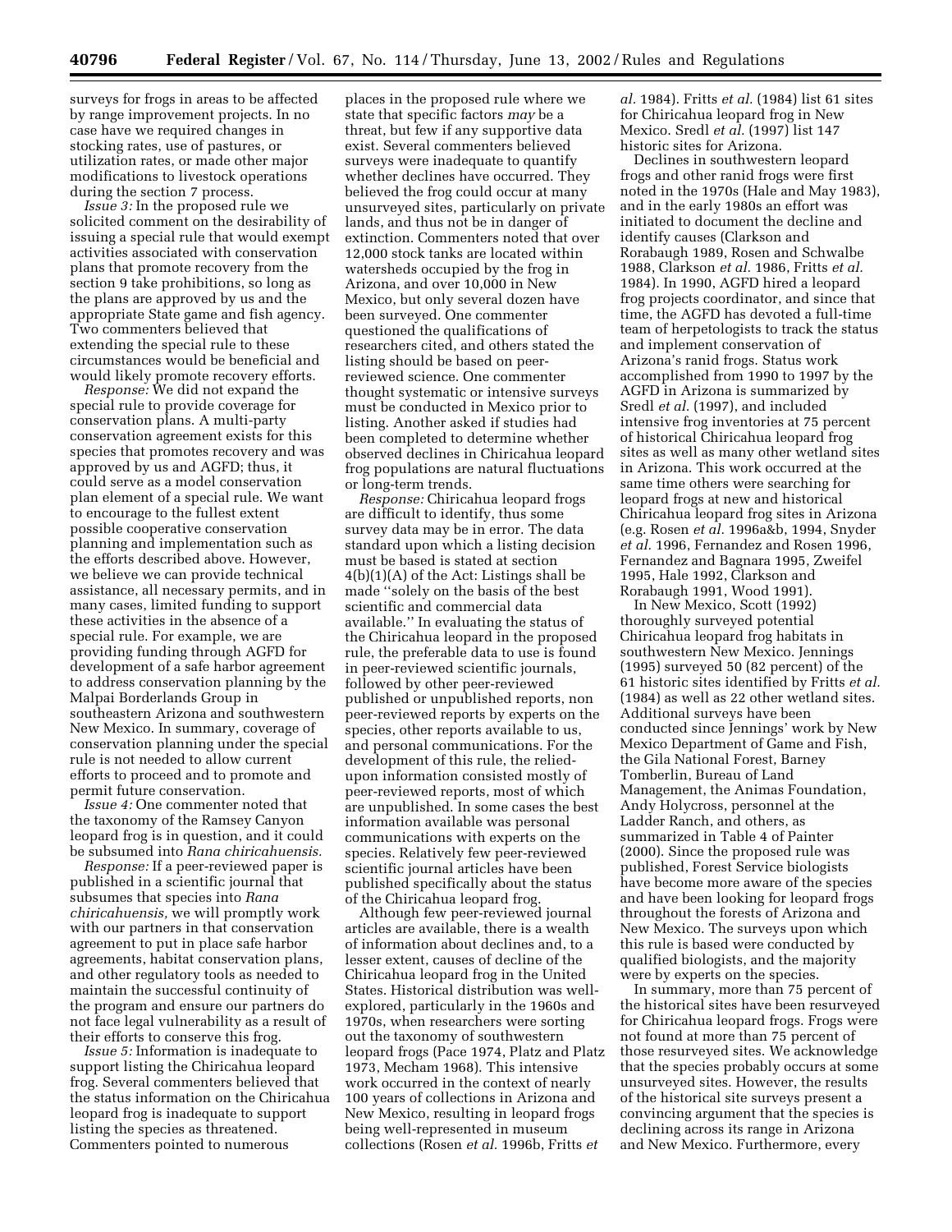surveys for frogs in areas to be affected by range improvement projects. In no case have we required changes in stocking rates, use of pastures, or utilization rates, or made other major modifications to livestock operations during the section 7 process.

*Issue 3:* In the proposed rule we solicited comment on the desirability of issuing a special rule that would exempt activities associated with conservation plans that promote recovery from the section 9 take prohibitions, so long as the plans are approved by us and the appropriate State game and fish agency. Two commenters believed that extending the special rule to these circumstances would be beneficial and would likely promote recovery efforts.

*Response:* We did not expand the special rule to provide coverage for conservation plans. A multi-party conservation agreement exists for this species that promotes recovery and was approved by us and AGFD; thus, it could serve as a model conservation plan element of a special rule. We want to encourage to the fullest extent possible cooperative conservation planning and implementation such as the efforts described above. However, we believe we can provide technical assistance, all necessary permits, and in many cases, limited funding to support these activities in the absence of a special rule. For example, we are providing funding through AGFD for development of a safe harbor agreement to address conservation planning by the Malpai Borderlands Group in southeastern Arizona and southwestern New Mexico. In summary, coverage of conservation planning under the special rule is not needed to allow current efforts to proceed and to promote and permit future conservation.

*Issue 4:* One commenter noted that the taxonomy of the Ramsey Canyon leopard frog is in question, and it could be subsumed into *Rana chiricahuensis.*

*Response:* If a peer-reviewed paper is published in a scientific journal that subsumes that species into *Rana chiricahuensis,* we will promptly work with our partners in that conservation agreement to put in place safe harbor agreements, habitat conservation plans, and other regulatory tools as needed to maintain the successful continuity of the program and ensure our partners do not face legal vulnerability as a result of their efforts to conserve this frog.

*Issue 5:* Information is inadequate to support listing the Chiricahua leopard frog. Several commenters believed that the status information on the Chiricahua leopard frog is inadequate to support listing the species as threatened. Commenters pointed to numerous places in the proposed rule where we state that specific factors *may* be a threat, but few if any supportive data exist. Several commenters believed surveys were inadequate to quantify whether declines have occurred. They believed the frog could occur at many unsurveyed sites, particularly on private lands, and thus not be in danger of extinction. Commenters noted that over 12,000 stock tanks are located within watersheds occupied by the frog in Arizona, and over 10,000 in New Mexico, but only several dozen have been surveyed. One commenter questioned the qualifications of researchers cited, and others stated the listing should be based on peer-reviewed science. One commenter thought systematic or intensive surveys must be conducted in Mexico prior to listing. Another asked if studies had been completed to determine whether observed declines in Chiricahua leopard frog populations are natural fluctuations or long-term trends.

*Response:* Chiricahua leopard frogs are difficult to identify, thus some survey data may be in error. The data standard upon which a listing decision must be based is stated at section 4(b)(1)(A) of the Act: Listings shall be made ''solely on the basis of the best scientific and commercial data available.'' In evaluating the status of the Chiricahua leopard in the proposed rule, the preferable data to use is found in peer-reviewed scientific journals, followed by other peer-reviewed published or unpublished reports, non peer-reviewed reports by experts on the species, other reports available to us, and personal communications. For the development of this rule, the relied-upon information consisted mostly of peer-reviewed reports, most of which are unpublished. In some cases the best information available was personal communications with experts on the species. Relatively few peer-reviewed scientific journal articles have been published specifically about the status of the Chiricahua leopard frog.

Although few peer-reviewed journal articles are available, there is a wealth of information about declines and, to a lesser extent, causes of decline of the Chiricahua leopard frog in the United States. Historical distribution was well-explored, particularly in the 1960s and 1970s, when researchers were sorting out the taxonomy of southwestern leopard frogs (Pace 1974, Platz and Platz 1973, Mecham 1968). This intensive work occurred in the context of nearly 100 years of collections in Arizona and New Mexico, resulting in leopard frogs being well-represented in museum collections (Rosen *et al.* 1996b, Fritts *et al.* 1984). Fritts *et al.* (1984) list 61 sites for Chiricahua leopard frog in New Mexico. Sredl *et al.* (1997) list 147 historic sites for Arizona.

Declines in southwestern leopard frogs and other ranid frogs were first noted in the 1970s (Hale and May 1983), and in the early 1980s an effort was initiated to document the decline and identify causes (Clarkson and Rorabaugh 1989, Rosen and Schwalbe 1988, Clarkson *et al.* 1986, Fritts *et al.* 1984). In 1990, AGFD hired a leopard frog projects coordinator, and since that time, the AGFD has devoted a full-time team of herpetologists to track the status and implement conservation of Arizona's ranid frogs. Status work accomplished from 1990 to 1997 by the AGFD in Arizona is summarized by Sredl *et al.* (1997), and included intensive frog inventories at 75 percent of historical Chiricahua leopard frog sites as well as many other wetland sites in Arizona. This work occurred at the same time others were searching for leopard frogs at new and historical Chiricahua leopard frog sites in Arizona (e.g. Rosen *et al.* 1996a&b, 1994, Snyder *et al.* 1996, Fernandez and Rosen 1996, Fernandez and Bagnara 1995, Zweifel 1995, Hale 1992, Clarkson and Rorabaugh 1991, Wood 1991).

In New Mexico, Scott (1992) thoroughly surveyed potential Chiricahua leopard frog habitats in southwestern New Mexico. Jennings (1995) surveyed 50 (82 percent) of the 61 historic sites identified by Fritts *et al.* (1984) as well as 22 other wetland sites. Additional surveys have been conducted since Jennings' work by New Mexico Department of Game and Fish, the Gila National Forest, Barney Tomberlin, Bureau of Land Management, the Animas Foundation, Andy Holycross, personnel at the Ladder Ranch, and others, as summarized in Table 4 of Painter (2000). Since the proposed rule was published, Forest Service biologists have become more aware of the species and have been looking for leopard frogs throughout the forests of Arizona and New Mexico. The surveys upon which this rule is based were conducted by qualified biologists, and the majority were by experts on the species.

In summary, more than 75 percent of the historical sites have been resurveyed for Chiricahua leopard frogs. Frogs were not found at more than 75 percent of those resurveyed sites. We acknowledge that the species probably occurs at some unsurveyed sites. However, the results of the historical site surveys present a convincing argument that the species is declining across its range in Arizona and New Mexico. Furthermore, every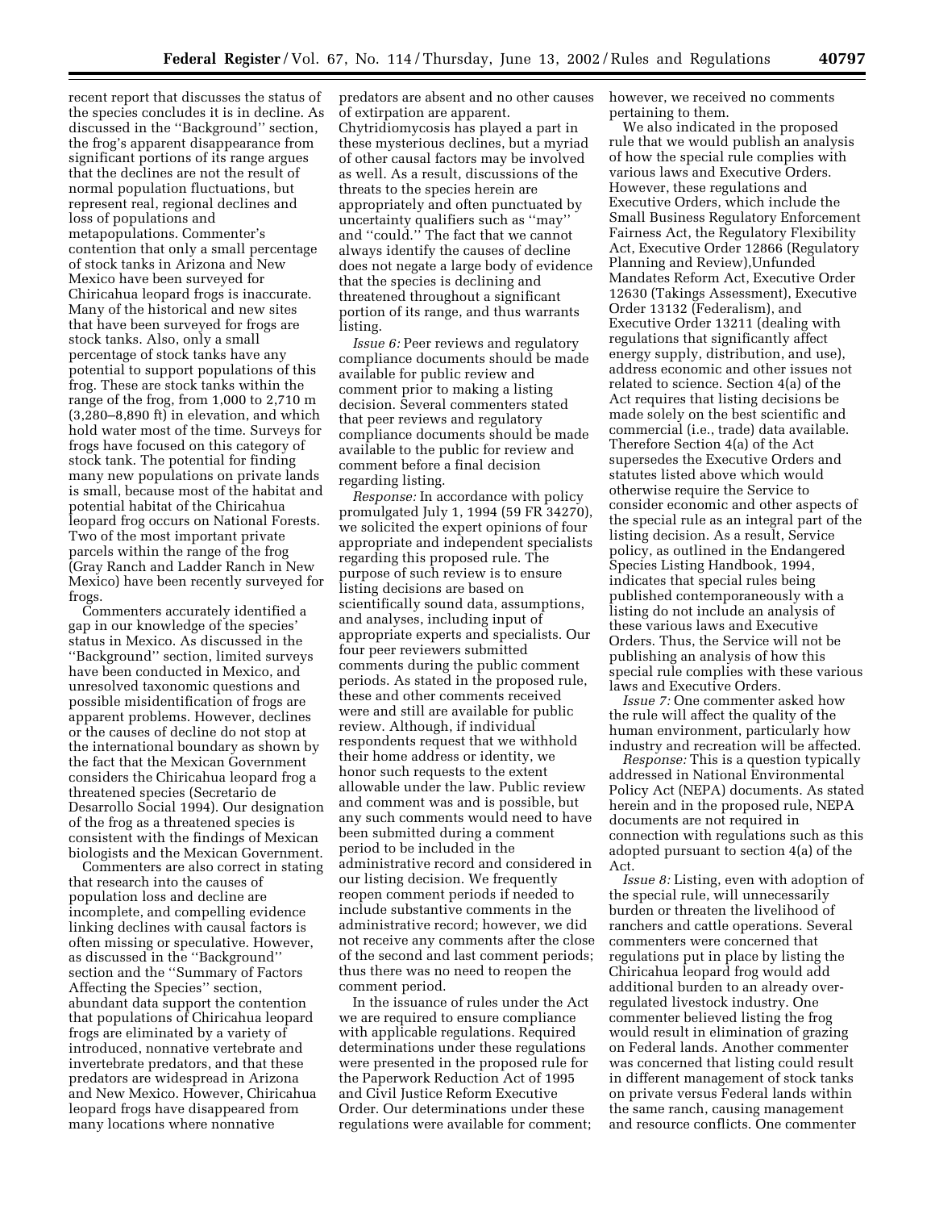recent report that discusses the status of the species concludes it is in decline. As discussed in the ''Background'' section, the frog's apparent disappearance from significant portions of its range argues that the declines are not the result of normal population fluctuations, but represent real, regional declines and loss of populations and metapopulations. Commenter's contention that only a small percentage of stock tanks in Arizona and New Mexico have been surveyed for Chiricahua leopard frogs is inaccurate. Many of the historical and new sites that have been surveyed for frogs are stock tanks. Also, only a small percentage of stock tanks have any potential to support populations of this frog. These are stock tanks within the range of the frog, from 1,000 to 2,710 m (3,280–8,890 ft) in elevation, and which hold water most of the time. Surveys for frogs have focused on this category of stock tank. The potential for finding many new populations on private lands is small, because most of the habitat and potential habitat of the Chiricahua leopard frog occurs on National Forests. Two of the most important private parcels within the range of the frog (Gray Ranch and Ladder Ranch in New Mexico) have been recently surveyed for frogs.

Commenters accurately identified a gap in our knowledge of the species' status in Mexico. As discussed in the ''Background'' section, limited surveys have been conducted in Mexico, and unresolved taxonomic questions and possible misidentification of frogs are apparent problems. However, declines or the causes of decline do not stop at the international boundary as shown by the fact that the Mexican Government considers the Chiricahua leopard frog a threatened species (Secretario de Desarrollo Social 1994). Our designation of the frog as a threatened species is consistent with the findings of Mexican biologists and the Mexican Government.

Commenters are also correct in stating that research into the causes of population loss and decline are incomplete, and compelling evidence linking declines with causal factors is often missing or speculative. However, as discussed in the ''Background'' section and the ''Summary of Factors Affecting the Species'' section, abundant data support the contention that populations of Chiricahua leopard frogs are eliminated by a variety of introduced, nonnative vertebrate and invertebrate predators, and that these predators are widespread in Arizona and New Mexico. However, Chiricahua leopard frogs have disappeared from many locations where nonnative predators are absent and no other causes of extirpation are apparent. Chytridiomycosis has played a part in these mysterious declines, but a myriad of other causal factors may be involved as well. As a result, discussions of the threats to the species herein are appropriately and often punctuated by uncertainty qualifiers such as ''may'' and ''could.'' The fact that we cannot always identify the causes of decline does not negate a large body of evidence that the species is declining and threatened throughout a significant portion of its range, and thus warrants listing.

*Issue 6:* Peer reviews and regulatory compliance documents should be made available for public review and comment prior to making a listing decision. Several commenters stated that peer reviews and regulatory compliance documents should be made available to the public for review and comment before a final decision regarding listing.

*Response:* In accordance with policy promulgated July 1, 1994 (59 FR 34270), we solicited the expert opinions of four appropriate and independent specialists regarding this proposed rule. The purpose of such review is to ensure listing decisions are based on scientifically sound data, assumptions, and analyses, including input of appropriate experts and specialists. Our four peer reviewers submitted comments during the public comment periods. As stated in the proposed rule, these and other comments received were and still are available for public review. Although, if individual respondents request that we withhold their home address or identity, we honor such requests to the extent allowable under the law. Public review and comment was and is possible, but any such comments would need to have been submitted during a comment period to be included in the administrative record and considered in our listing decision. We frequently reopen comment periods if needed to include substantive comments in the administrative record; however, we did not receive any comments after the close of the second and last comment periods; thus there was no need to reopen the comment period.

In the issuance of rules under the Act we are required to ensure compliance with applicable regulations. Required determinations under these regulations were presented in the proposed rule for the Paperwork Reduction Act of 1995 and Civil Justice Reform Executive Order. Our determinations under these regulations were available for comment; however, we received no comments pertaining to them.

We also indicated in the proposed rule that we would publish an analysis of how the special rule complies with various laws and Executive Orders. However, these regulations and Executive Orders, which include the Small Business Regulatory Enforcement Fairness Act, the Regulatory Flexibility Act, Executive Order 12866 (Regulatory Planning and Review),Unfunded Mandates Reform Act, Executive Order 12630 (Takings Assessment), Executive Order 13132 (Federalism), and Executive Order 13211 (dealing with regulations that significantly affect energy supply, distribution, and use), address economic and other issues not related to science. Section 4(a) of the Act requires that listing decisions be made solely on the best scientific and commercial (i.e., trade) data available. Therefore Section 4(a) of the Act supersedes the Executive Orders and statutes listed above which would otherwise require the Service to consider economic and other aspects of the special rule as an integral part of the listing decision. As a result, Service policy, as outlined in the Endangered Species Listing Handbook, 1994, indicates that special rules being published contemporaneously with a listing do not include an analysis of these various laws and Executive Orders. Thus, the Service will not be publishing an analysis of how this special rule complies with these various laws and Executive Orders.

*Issue 7:* One commenter asked how the rule will affect the quality of the human environment, particularly how industry and recreation will be affected.

*Response:* This is a question typically addressed in National Environmental Policy Act (NEPA) documents. As stated herein and in the proposed rule, NEPA documents are not required in connection with regulations such as this adopted pursuant to section 4(a) of the Act.

*Issue 8:* Listing, even with adoption of the special rule, will unnecessarily burden or threaten the livelihood of ranchers and cattle operations. Several commenters were concerned that regulations put in place by listing the Chiricahua leopard frog would add additional burden to an already over-regulated livestock industry. One commenter believed listing the frog would result in elimination of grazing on Federal lands. Another commenter was concerned that listing could result in different management of stock tanks on private versus Federal lands within the same ranch, causing management and resource conflicts. One commenter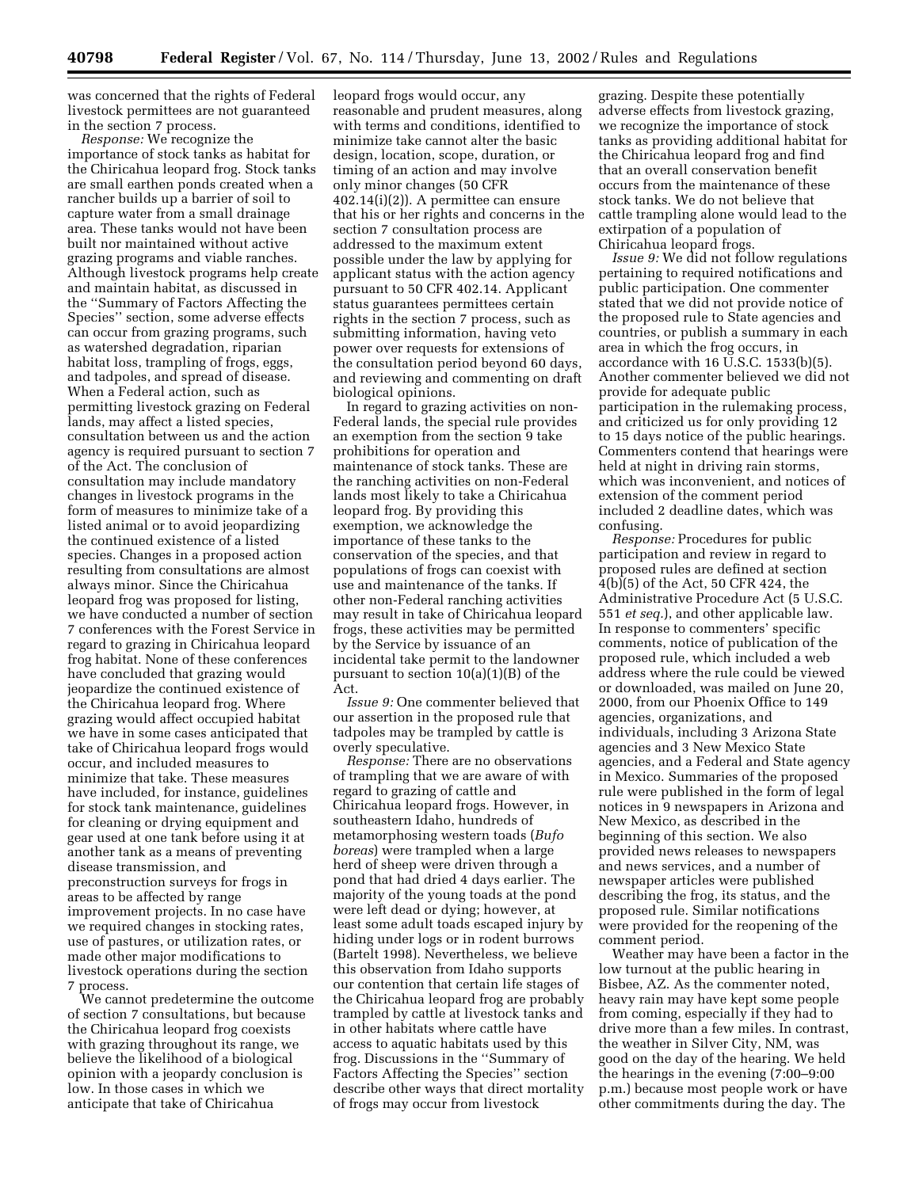was concerned that the rights of Federal livestock permittees are not guaranteed in the section 7 process.

*Response:* We recognize the importance of stock tanks as habitat for the Chiricahua leopard frog. Stock tanks are small earthen ponds created when a rancher builds up a barrier of soil to capture water from a small drainage area. These tanks would not have been built nor maintained without active grazing programs and viable ranches. Although livestock programs help create and maintain habitat, as discussed in the ''Summary of Factors Affecting the Species'' section, some adverse effects can occur from grazing programs, such as watershed degradation, riparian habitat loss, trampling of frogs, eggs, and tadpoles, and spread of disease. When a Federal action, such as permitting livestock grazing on Federal lands, may affect a listed species, consultation between us and the action agency is required pursuant to section 7 of the Act. The conclusion of consultation may include mandatory changes in livestock programs in the form of measures to minimize take of a listed animal or to avoid jeopardizing the continued existence of a listed species. Changes in a proposed action resulting from consultations are almost always minor. Since the Chiricahua leopard frog was proposed for listing, we have conducted a number of section 7 conferences with the Forest Service in regard to grazing in Chiricahua leopard frog habitat. None of these conferences have concluded that grazing would jeopardize the continued existence of the Chiricahua leopard frog. Where grazing would affect occupied habitat we have in some cases anticipated that take of Chiricahua leopard frogs would occur, and included measures to minimize that take. These measures have included, for instance, guidelines for stock tank maintenance, guidelines for cleaning or drying equipment and gear used at one tank before using it at another tank as a means of preventing disease transmission, and preconstruction surveys for frogs in areas to be affected by range improvement projects. In no case have we required changes in stocking rates, use of pastures, or utilization rates, or made other major modifications to livestock operations during the section 7 process.

We cannot predetermine the outcome of section 7 consultations, but because the Chiricahua leopard frog coexists with grazing throughout its range, we believe the likelihood of a biological opinion with a jeopardy conclusion is low. In those cases in which we anticipate that take of Chiricahua leopard frogs would occur, any reasonable and prudent measures, along with terms and conditions, identified to minimize take cannot alter the basic design, location, scope, duration, or timing of an action and may involve only minor changes (50 CFR 402.14(i)(2)). A permittee can ensure that his or her rights and concerns in the section 7 consultation process are addressed to the maximum extent possible under the law by applying for applicant status with the action agency pursuant to 50 CFR 402.14. Applicant status guarantees permittees certain rights in the section 7 process, such as submitting information, having veto power over requests for extensions of the consultation period beyond 60 days, and reviewing and commenting on draft biological opinions.

In regard to grazing activities on non-Federal lands, the special rule provides an exemption from the section 9 take prohibitions for operation and maintenance of stock tanks. These are the ranching activities on non-Federal lands most likely to take a Chiricahua leopard frog. By providing this exemption, we acknowledge the importance of these tanks to the conservation of the species, and that populations of frogs can coexist with use and maintenance of the tanks. If other non-Federal ranching activities may result in take of Chiricahua leopard frogs, these activities may be permitted by the Service by issuance of an incidental take permit to the landowner pursuant to section 10(a)(1)(B) of the Act.

*Issue 9:* One commenter believed that our assertion in the proposed rule that tadpoles may be trampled by cattle is overly speculative.

*Response:* There are no observations of trampling that we are aware of with regard to grazing of cattle and Chiricahua leopard frogs. However, in southeastern Idaho, hundreds of metamorphosing western toads (*Bufo boreas*) were trampled when a large herd of sheep were driven through a pond that had dried 4 days earlier. The majority of the young toads at the pond were left dead or dying; however, at least some adult toads escaped injury by hiding under logs or in rodent burrows (Bartelt 1998). Nevertheless, we believe this observation from Idaho supports our contention that certain life stages of the Chiricahua leopard frog are probably trampled by cattle at livestock tanks and in other habitats where cattle have access to aquatic habitats used by this frog. Discussions in the ''Summary of Factors Affecting the Species'' section describe other ways that direct mortality of frogs may occur from livestock grazing. Despite these potentially adverse effects from livestock grazing, we recognize the importance of stock tanks as providing additional habitat for the Chiricahua leopard frog and find that an overall conservation benefit occurs from the maintenance of these stock tanks. We do not believe that cattle trampling alone would lead to the extirpation of a population of Chiricahua leopard frogs.

*Issue 9:* We did not follow regulations pertaining to required notifications and public participation. One commenter stated that we did not provide notice of the proposed rule to State agencies and countries, or publish a summary in each area in which the frog occurs, in accordance with 16 U.S.C. 1533(b)(5). Another commenter believed we did not provide for adequate public participation in the rulemaking process, and criticized us for only providing 12 to 15 days notice of the public hearings. Commenters contend that hearings were held at night in driving rain storms, which was inconvenient, and notices of extension of the comment period included 2 deadline dates, which was confusing.

*Response:* Procedures for public participation and review in regard to proposed rules are defined at section 4(b)(5) of the Act, 50 CFR 424, the Administrative Procedure Act (5 U.S.C. 551 *et seq.*), and other applicable law. In response to commenters' specific comments, notice of publication of the proposed rule, which included a web address where the rule could be viewed or downloaded, was mailed on June 20, 2000, from our Phoenix Office to 149 agencies, organizations, and individuals, including 3 Arizona State agencies and 3 New Mexico State agencies, and a Federal and State agency in Mexico. Summaries of the proposed rule were published in the form of legal notices in 9 newspapers in Arizona and New Mexico, as described in the beginning of this section. We also provided news releases to newspapers and news services, and a number of newspaper articles were published describing the frog, its status, and the proposed rule. Similar notifications were provided for the reopening of the comment period.

Weather may have been a factor in the low turnout at the public hearing in Bisbee, AZ. As the commenter noted, heavy rain may have kept some people from coming, especially if they had to drive more than a few miles. In contrast, the weather in Silver City, NM, was good on the day of the hearing. We held the hearings in the evening (7:00–9:00 p.m.) because most people work or have other commitments during the day. The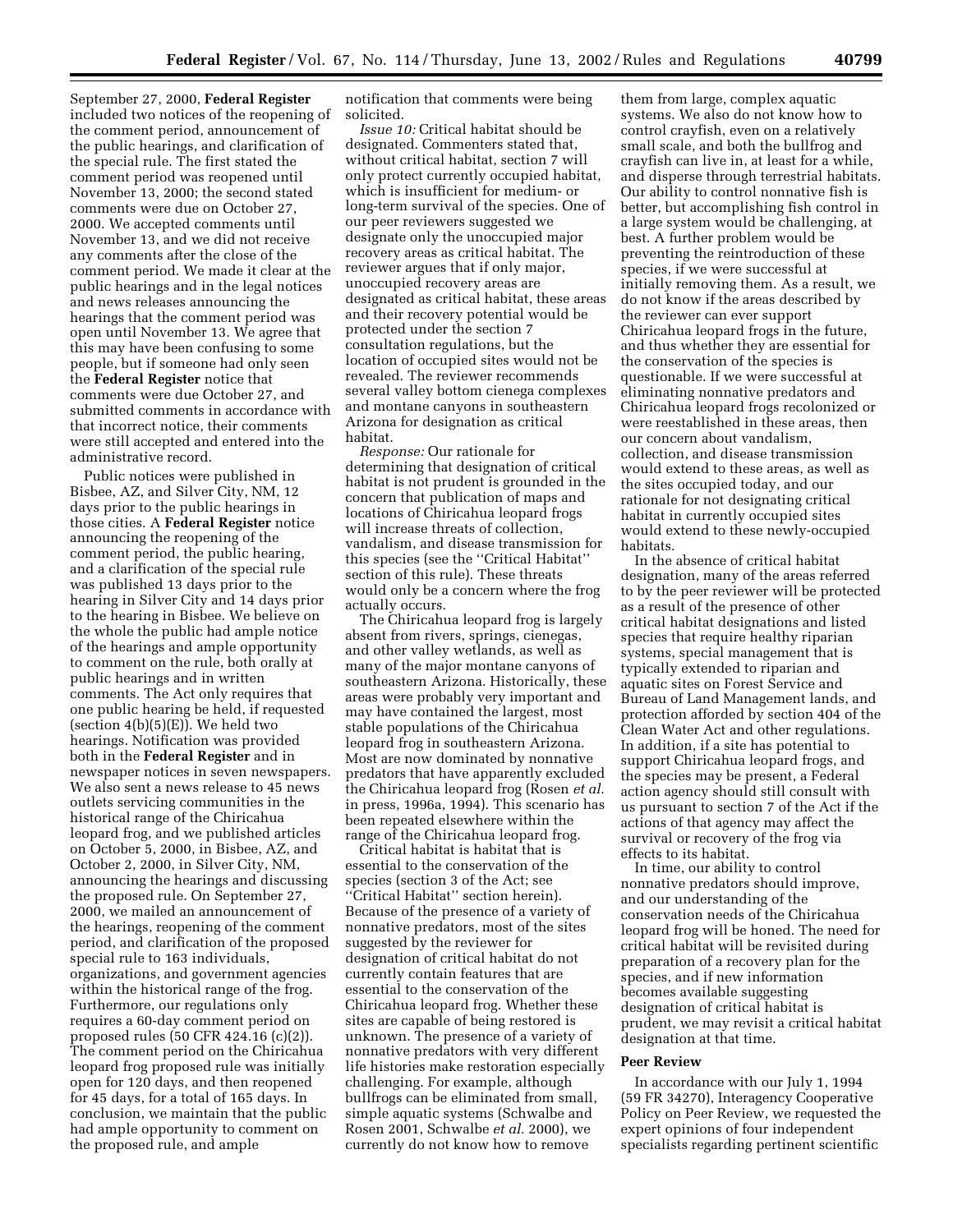September 27, 2000, **Federal Register** included two notices of the reopening of the comment period, announcement of the public hearings, and clarification of the special rule. The first stated the comment period was reopened until November 13, 2000; the second stated comments were due on October 27, 2000. We accepted comments until November 13, and we did not receive any comments after the close of the comment period. We made it clear at the public hearings and in the legal notices and news releases announcing the hearings that the comment period was open until November 13. We agree that this may have been confusing to some people, but if someone had only seen the **Federal Register** notice that comments were due October 27, and submitted comments in accordance with that incorrect notice, their comments were still accepted and entered into the administrative record.

Public notices were published in Bisbee, AZ, and Silver City, NM, 12 days prior to the public hearings in those cities. A **Federal Register** notice announcing the reopening of the comment period, the public hearing, and a clarification of the special rule was published 13 days prior to the hearing in Silver City and 14 days prior to the hearing in Bisbee. We believe on the whole the public had ample notice of the hearings and ample opportunity to comment on the rule, both orally at public hearings and in written comments. The Act only requires that one public hearing be held, if requested (section 4(b)(5)(E)). We held two hearings. Notification was provided both in the **Federal Register** and in newspaper notices in seven newspapers. We also sent a news release to 45 news outlets servicing communities in the historical range of the Chiricahua leopard frog, and we published articles on October 5, 2000, in Bisbee, AZ, and October 2, 2000, in Silver City, NM, announcing the hearings and discussing the proposed rule. On September 27, 2000, we mailed an announcement of the hearings, reopening of the comment period, and clarification of the proposed special rule to 163 individuals, organizations, and government agencies within the historical range of the frog. Furthermore, our regulations only requires a 60-day comment period on proposed rules (50 CFR 424.16 (c)(2)). The comment period on the Chiricahua leopard frog proposed rule was initially open for 120 days, and then reopened for 45 days, for a total of 165 days. In conclusion, we maintain that the public had ample opportunity to comment on the proposed rule, and ample notification that comments were being solicited.

*Issue 10:* Critical habitat should be designated. Commenters stated that, without critical habitat, section 7 will only protect currently occupied habitat, which is insufficient for medium- or long-term survival of the species. One of our peer reviewers suggested we designate only the unoccupied major recovery areas as critical habitat. The reviewer argues that if only major, unoccupied recovery areas are designated as critical habitat, these areas and their recovery potential would be protected under the section 7 consultation regulations, but the location of occupied sites would not be revealed. The reviewer recommends several valley bottom cienega complexes and montane canyons in southeastern Arizona for designation as critical habitat.

*Response:* Our rationale for determining that designation of critical habitat is not prudent is grounded in the concern that publication of maps and locations of Chiricahua leopard frogs will increase threats of collection, vandalism, and disease transmission for this species (see the ''Critical Habitat'' section of this rule). These threats would only be a concern where the frog actually occurs.

The Chiricahua leopard frog is largely absent from rivers, springs, cienegas, and other valley wetlands, as well as many of the major montane canyons of southeastern Arizona. Historically, these areas were probably very important and may have contained the largest, most stable populations of the Chiricahua leopard frog in southeastern Arizona. Most are now dominated by nonnative predators that have apparently excluded the Chiricahua leopard frog (Rosen *et al.* in press, 1996a, 1994). This scenario has been repeated elsewhere within the range of the Chiricahua leopard frog.

Critical habitat is habitat that is essential to the conservation of the species (section 3 of the Act; see ''Critical Habitat'' section herein). Because of the presence of a variety of nonnative predators, most of the sites suggested by the reviewer for designation of critical habitat do not currently contain features that are essential to the conservation of the Chiricahua leopard frog. Whether these sites are capable of being restored is unknown. The presence of a variety of nonnative predators with very different life histories make restoration especially challenging. For example, although bullfrogs can be eliminated from small, simple aquatic systems (Schwalbe and Rosen 2001, Schwalbe *et al.* 2000), we currently do not know how to remove them from large, complex aquatic systems. We also do not know how to control crayfish, even on a relatively small scale, and both the bullfrog and crayfish can live in, at least for a while, and disperse through terrestrial habitats. Our ability to control nonnative fish is better, but accomplishing fish control in a large system would be challenging, at best. A further problem would be preventing the reintroduction of these species, if we were successful at initially removing them. As a result, we do not know if the areas described by the reviewer can ever support Chiricahua leopard frogs in the future, and thus whether they are essential for the conservation of the species is questionable. If we were successful at eliminating nonnative predators and Chiricahua leopard frogs recolonized or were reestablished in these areas, then our concern about vandalism, collection, and disease transmission would extend to these areas, as well as the sites occupied today, and our rationale for not designating critical habitat in currently occupied sites would extend to these newly-occupied habitats.

In the absence of critical habitat designation, many of the areas referred to by the peer reviewer will be protected as a result of the presence of other critical habitat designations and listed species that require healthy riparian systems, special management that is typically extended to riparian and aquatic sites on Forest Service and Bureau of Land Management lands, and protection afforded by section 404 of the Clean Water Act and other regulations. In addition, if a site has potential to support Chiricahua leopard frogs, and the species may be present, a Federal action agency should still consult with us pursuant to section 7 of the Act if the actions of that agency may affect the survival or recovery of the frog via effects to its habitat.

In time, our ability to control nonnative predators should improve, and our understanding of the conservation needs of the Chiricahua leopard frog will be honed. The need for critical habitat will be revisited during preparation of a recovery plan for the species, and if new information becomes available suggesting designation of critical habitat is prudent, we may revisit a critical habitat designation at that time.

**Peer Review**

In accordance with our July 1, 1994 (59 FR 34270), Interagency Cooperative Policy on Peer Review, we requested the expert opinions of four independent specialists regarding pertinent scientific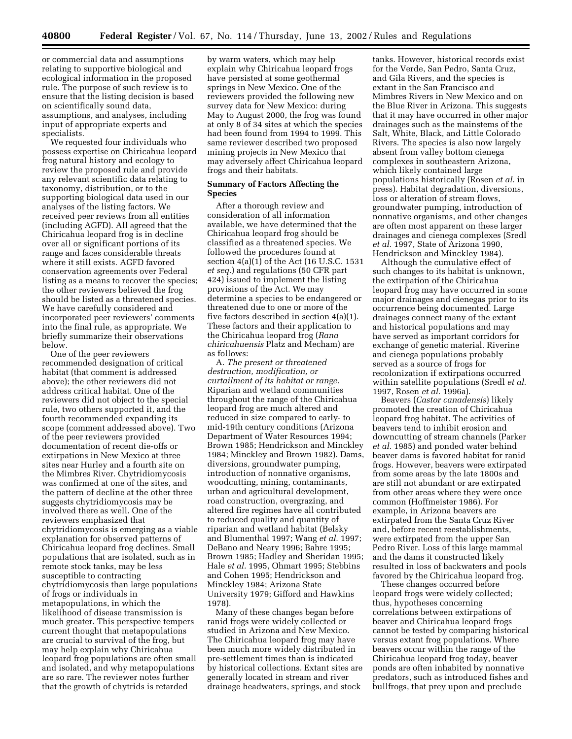or commercial data and assumptions relating to supportive biological and ecological information in the proposed rule. The purpose of such review is to ensure that the listing decision is based on scientifically sound data, assumptions, and analyses, including input of appropriate experts and specialists.

We requested four individuals who possess expertise on Chiricahua leopard frog natural history and ecology to review the proposed rule and provide any relevant scientific data relating to taxonomy, distribution, or to the supporting biological data used in our analyses of the listing factors. We received peer reviews from all entities (including AGFD). All agreed that the Chiricahua leopard frog is in decline over all or significant portions of its range and faces considerable threats where it still exists. AGFD favored conservation agreements over Federal listing as a means to recover the species; the other reviewers believed the frog should be listed as a threatened species. We have carefully considered and incorporated peer reviewers' comments into the final rule, as appropriate. We briefly summarize their observations below.

One of the peer reviewers recommended designation of critical habitat (that comment is addressed above); the other reviewers did not address critical habitat. One of the reviewers did not object to the special rule, two others supported it, and the fourth recommended expanding its scope (comment addressed above). Two of the peer reviewers provided documentation of recent die-offs or extirpations in New Mexico at three sites near Hurley and a fourth site on the Mimbres River. Chytridiomycosis was confirmed at one of the sites, and the pattern of decline at the other three suggests chytridiomycosis may be involved there as well. One of the reviewers emphasized that chytridiomycosis is emerging as a viable explanation for observed patterns of Chiricahua leopard frog declines. Small populations that are isolated, such as in remote stock tanks, may be less susceptible to contracting chytridiomycosis than large populations of frogs or individuals in metapopulations, in which the likelihood of disease transmission is much greater. This perspective tempers current thought that metapopulations are crucial to survival of the frog, but may help explain why Chiricahua leopard frog populations are often small and isolated, and why metapopulations are so rare. The reviewer notes further that the growth of chytrids is retarded by warm waters, which may help explain why Chiricahua leopard frogs have persisted at some geothermal springs in New Mexico. One of the reviewers provided the following new survey data for New Mexico: during May to August 2000, the frog was found at only 8 of 34 sites at which the species had been found from 1994 to 1999. This same reviewer described two proposed mining projects in New Mexico that may adversely affect Chiricahua leopard frogs and their habitats.

## Summary of Factors Affecting the Species

After a thorough review and consideration of all information available, we have determined that the Chiricahua leopard frog should be classified as a threatened species. We followed the procedures found at section 4(a)(1) of the Act (16 U.S.C. 1531 *et seq.*) and regulations (50 CFR part 424) issued to implement the listing provisions of the Act. We may determine a species to be endangered or threatened due to one or more of the five factors described in section 4(a)(1). These factors and their application to the Chiricahua leopard frog (*Rana chiricahuensis* Platz and Mecham) are as follows:

A. *The present or threatened destruction, modification, or curtailment of its habitat or range.* Riparian and wetland communities throughout the range of the Chiricahua leopard frog are much altered and reduced in size compared to early- to mid-19th century conditions (Arizona Department of Water Resources 1994; Brown 1985; Hendrickson and Minckley 1984; Minckley and Brown 1982). Dams, diversions, groundwater pumping, introduction of nonnative organisms, woodcutting, mining, contaminants, urban and agricultural development, road construction, overgrazing, and altered fire regimes have all contributed to reduced quality and quantity of riparian and wetland habitat (Belsky and Blumenthal 1997; Wang *et al.* 1997; DeBano and Neary 1996; Bahre 1995; Brown 1985; Hadley and Sheridan 1995; Hale *et al.* 1995, Ohmart 1995; Stebbins and Cohen 1995; Hendrickson and Minckley 1984; Arizona State University 1979; Gifford and Hawkins 1978).

Many of these changes began before ranid frogs were widely collected or studied in Arizona and New Mexico. The Chiricahua leopard frog may have been much more widely distributed in pre-settlement times than is indicated by historical collections. Extant sites are generally located in stream and river drainage headwaters, springs, and stock tanks. However, historical records exist for the Verde, San Pedro, Santa Cruz, and Gila Rivers, and the species is extant in the San Francisco and Mimbres Rivers in New Mexico and on the Blue River in Arizona. This suggests that it may have occurred in other major drainages such as the mainstems of the Salt, White, Black, and Little Colorado Rivers. The species is also now largely absent from valley bottom cienega complexes in southeastern Arizona, which likely contained large populations historically (Rosen *et al.* in press). Habitat degradation, diversions, loss or alteration of stream flows, groundwater pumping, introduction of nonnative organisms, and other changes are often most apparent on these larger drainages and cienega complexes (Sredl *et al.* 1997, State of Arizona 1990, Hendrickson and Minckley 1984).

Although the cumulative effect of such changes to its habitat is unknown, the extirpation of the Chiricahua leopard frog may have occurred in some major drainages and cienegas prior to its occurrence being documented. Large drainages connect many of the extant and historical populations and may have served as important corridors for exchange of genetic material. Riverine and cienega populations probably served as a source of frogs for recolonization if extirpations occurred within satellite populations (Sredl *et al.* 1997, Rosen *et al.* 1996a).

Beavers (*Castor canadensis*) likely promoted the creation of Chiricahua leopard frog habitat. The activities of beavers tend to inhibit erosion and downcutting of stream channels (Parker *et al.* 1985) and ponded water behind beaver dams is favored habitat for ranid frogs. However, beavers were extirpated from some areas by the late 1800s and are still not abundant or are extirpated from other areas where they were once common (Hoffmeister 1986). For example, in Arizona beavers are extirpated from the Santa Cruz River and, before recent reestablishments, were extirpated from the upper San Pedro River. Loss of this large mammal and the dams it constructed likely resulted in loss of backwaters and pools favored by the Chiricahua leopard frog.

These changes occurred before leopard frogs were widely collected; thus, hypotheses concerning correlations between extirpations of beaver and Chiricahua leopard frogs cannot be tested by comparing historical versus extant frog populations. Where beavers occur within the range of the Chiricahua leopard frog today, beaver ponds are often inhabited by nonnative predators, such as introduced fishes and bullfrogs, that prey upon and preclude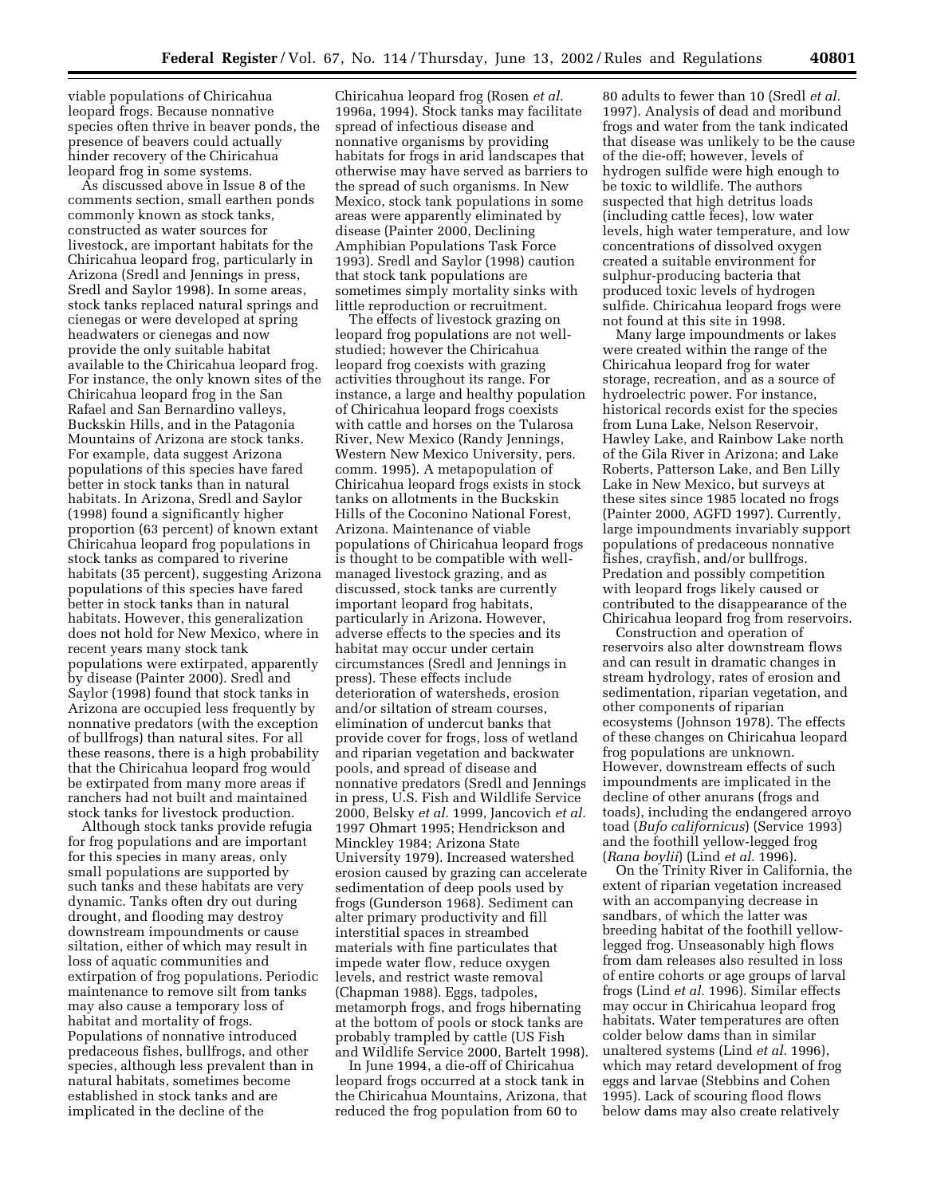viable populations of Chiricahua leopard frogs. Because nonnative species often thrive in beaver ponds, the presence of beavers could actually hinder recovery of the Chiricahua leopard frog in some systems.

As discussed above in Issue 8 of the comments section, small earthen ponds commonly known as stock tanks, constructed as water sources for livestock, are important habitats for the Chiricahua leopard frog, particularly in Arizona (Sredl and Jennings in press, Sredl and Saylor 1998). In some areas, stock tanks replaced natural springs and cienegas or were developed at spring headwaters or cienegas and now provide the only suitable habitat available to the Chiricahua leopard frog. For instance, the only known sites of the Chiricahua leopard frog in the San Rafael and San Bernardino valleys, Buckskin Hills, and in the Patagonia Mountains of Arizona are stock tanks. For example, data suggest Arizona populations of this species have fared better in stock tanks than in natural habitats. In Arizona, Sredl and Saylor (1998) found a significantly higher proportion (63 percent) of known extant Chiricahua leopard frog populations in stock tanks as compared to riverine habitats (35 percent), suggesting Arizona populations of this species have fared better in stock tanks than in natural habitats. However, this generalization does not hold for New Mexico, where in recent years many stock tank populations were extirpated, apparently by disease (Painter 2000). Sredl and Saylor (1998) found that stock tanks in Arizona are occupied less frequently by nonnative predators (with the exception of bullfrogs) than natural sites. For all these reasons, there is a high probability that the Chiricahua leopard frog would be extirpated from many more areas if ranchers had not built and maintained stock tanks for livestock production.

Although stock tanks provide refugia for frog populations and are important for this species in many areas, only small populations are supported by such tanks and these habitats are very dynamic. Tanks often dry out during drought, and flooding may destroy downstream impoundments or cause siltation, either of which may result in loss of aquatic communities and extirpation of frog populations. Periodic maintenance to remove silt from tanks may also cause a temporary loss of habitat and mortality of frogs. Populations of nonnative introduced predaceous fishes, bullfrogs, and other species, although less prevalent than in natural habitats, sometimes become established in stock tanks and are implicated in the decline of the Chiricahua leopard frog (Rosen *et al.* 1996a, 1994). Stock tanks may facilitate spread of infectious disease and nonnative organisms by providing habitats for frogs in arid landscapes that otherwise may have served as barriers to the spread of such organisms. In New Mexico, stock tank populations in some areas were apparently eliminated by disease (Painter 2000, Declining Amphibian Populations Task Force 1993). Sredl and Saylor (1998) caution that stock tank populations are sometimes simply mortality sinks with little reproduction or recruitment.

The effects of livestock grazing on leopard frog populations are not well-studied; however the Chiricahua leopard frog coexists with grazing activities throughout its range. For instance, a large and healthy population of Chiricahua leopard frogs coexists with cattle and horses on the Tularosa River, New Mexico (Randy Jennings, Western New Mexico University, pers. comm. 1995). A metapopulation of Chiricahua leopard frogs exists in stock tanks on allotments in the Buckskin Hills of the Coconino National Forest, Arizona. Maintenance of viable populations of Chiricahua leopard frogs is thought to be compatible with well-managed livestock grazing, and as discussed, stock tanks are currently important leopard frog habitats, particularly in Arizona. However, adverse effects to the species and its habitat may occur under certain circumstances (Sredl and Jennings in press). These effects include deterioration of watersheds, erosion and/or siltation of stream courses, elimination of undercut banks that provide cover for frogs, loss of wetland and riparian vegetation and backwater pools, and spread of disease and nonnative predators (Sredl and Jennings in press, U.S. Fish and Wildlife Service 2000, Belsky *et al.* 1999, Jancovich *et al.* 1997 Ohmart 1995; Hendrickson and Minckley 1984; Arizona State University 1979). Increased watershed erosion caused by grazing can accelerate sedimentation of deep pools used by frogs (Gunderson 1968). Sediment can alter primary productivity and fill interstitial spaces in streambed materials with fine particulates that impede water flow, reduce oxygen levels, and restrict waste removal (Chapman 1988). Eggs, tadpoles, metamorph frogs, and frogs hibernating at the bottom of pools or stock tanks are probably trampled by cattle (US Fish and Wildlife Service 2000, Bartelt 1998).

In June 1994, a die-off of Chiricahua leopard frogs occurred at a stock tank in the Chiricahua Mountains, Arizona, that reduced the frog population from 60 to 80 adults to fewer than 10 (Sredl *et al.* 1997). Analysis of dead and moribund frogs and water from the tank indicated that disease was unlikely to be the cause of the die-off; however, levels of hydrogen sulfide were high enough to be toxic to wildlife. The authors suspected that high detritus loads (including cattle feces), low water levels, high water temperature, and low concentrations of dissolved oxygen created a suitable environment for sulphur-producing bacteria that produced toxic levels of hydrogen sulfide. Chiricahua leopard frogs were not found at this site in 1998.

Many large impoundments or lakes were created within the range of the Chiricahua leopard frog for water storage, recreation, and as a source of hydroelectric power. For instance, historical records exist for the species from Luna Lake, Nelson Reservoir, Hawley Lake, and Rainbow Lake north of the Gila River in Arizona; and Lake Roberts, Patterson Lake, and Ben Lilly Lake in New Mexico, but surveys at these sites since 1985 located no frogs (Painter 2000, AGFD 1997). Currently, large impoundments invariably support populations of predaceous nonnative fishes, crayfish, and/or bullfrogs. Predation and possibly competition with leopard frogs likely caused or contributed to the disappearance of the Chiricahua leopard frog from reservoirs.

Construction and operation of reservoirs also alter downstream flows and can result in dramatic changes in stream hydrology, rates of erosion and sedimentation, riparian vegetation, and other components of riparian ecosystems (Johnson 1978). The effects of these changes on Chiricahua leopard frog populations are unknown. However, downstream effects of such impoundments are implicated in the decline of other anurans (frogs and toads), including the endangered arroyo toad (*Bufo californicus*) (Service 1993) and the foothill yellow-legged frog (*Rana boylii*) (Lind *et al.* 1996).

On the Trinity River in California, the extent of riparian vegetation increased with an accompanying decrease in sandbars, of which the latter was breeding habitat of the foothill yellow-legged frog. Unseasonably high flows from dam releases also resulted in loss of entire cohorts or age groups of larval frogs (Lind *et al.* 1996). Similar effects may occur in Chiricahua leopard frog habitats. Water temperatures are often colder below dams than in similar unaltered systems (Lind *et al.* 1996), which may retard development of frog eggs and larvae (Stebbins and Cohen 1995). Lack of scouring flood flows below dams may also create relatively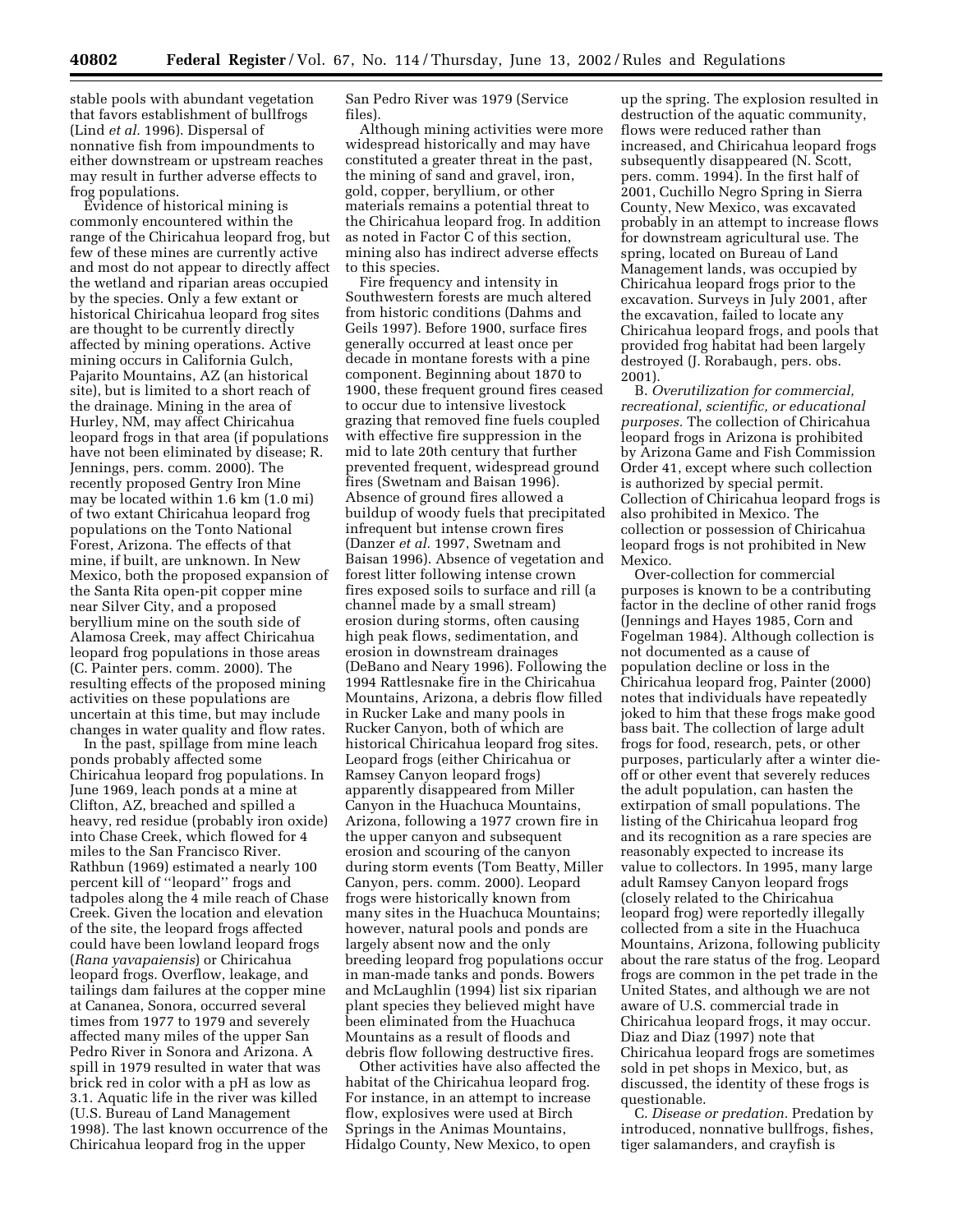stable pools with abundant vegetation that favors establishment of bullfrogs (Lind *et al.* 1996). Dispersal of nonnative fish from impoundments to either downstream or upstream reaches may result in further adverse effects to frog populations.

Evidence of historical mining is commonly encountered within the range of the Chiricahua leopard frog, but few of these mines are currently active and most do not appear to directly affect the wetland and riparian areas occupied by the species. Only a few extant or historical Chiricahua leopard frog sites are thought to be currently directly affected by mining operations. Active mining occurs in California Gulch, Pajarito Mountains, AZ (an historical site), but is limited to a short reach of the drainage. Mining in the area of Hurley, NM, may affect Chiricahua leopard frogs in that area (if populations have not been eliminated by disease; R. Jennings, pers. comm. 2000). The recently proposed Gentry Iron Mine may be located within 1.6 km (1.0 mi) of two extant Chiricahua leopard frog populations on the Tonto National Forest, Arizona. The effects of that mine, if built, are unknown. In New Mexico, both the proposed expansion of the Santa Rita open-pit copper mine near Silver City, and a proposed beryllium mine on the south side of Alamosa Creek, may affect Chiricahua leopard frog populations in those areas (C. Painter pers. comm. 2000). The resulting effects of the proposed mining activities on these populations are uncertain at this time, but may include changes in water quality and flow rates.

In the past, spillage from mine leach ponds probably affected some Chiricahua leopard frog populations. In June 1969, leach ponds at a mine at Clifton, AZ, breached and spilled a heavy, red residue (probably iron oxide) into Chase Creek, which flowed for 4 miles to the San Francisco River. Rathbun (1969) estimated a nearly 100 percent kill of ''leopard'' frogs and tadpoles along the 4 mile reach of Chase Creek. Given the location and elevation of the site, the leopard frogs affected could have been lowland leopard frogs (*Rana yavapaiensis*) or Chiricahua leopard frogs. Overflow, leakage, and tailings dam failures at the copper mine at Cananea, Sonora, occurred several times from 1977 to 1979 and severely affected many miles of the upper San Pedro River in Sonora and Arizona. A spill in 1979 resulted in water that was brick red in color with a pH as low as 3.1. Aquatic life in the river was killed (U.S. Bureau of Land Management 1998). The last known occurrence of the Chiricahua leopard frog in the upper San Pedro River was 1979 (Service files).

Although mining activities were more widespread historically and may have constituted a greater threat in the past, the mining of sand and gravel, iron, gold, copper, beryllium, or other materials remains a potential threat to the Chiricahua leopard frog. In addition as noted in Factor C of this section, mining also has indirect adverse effects to this species.

Fire frequency and intensity in Southwestern forests are much altered from historic conditions (Dahms and Geils 1997). Before 1900, surface fires generally occurred at least once per decade in montane forests with a pine component. Beginning about 1870 to 1900, these frequent ground fires ceased to occur due to intensive livestock grazing that removed fine fuels coupled with effective fire suppression in the mid to late 20th century that further prevented frequent, widespread ground fires (Swetnam and Baisan 1996). Absence of ground fires allowed a buildup of woody fuels that precipitated infrequent but intense crown fires (Danzer *et al.* 1997, Swetnam and Baisan 1996). Absence of vegetation and forest litter following intense crown fires exposed soils to surface and rill (a channel made by a small stream) erosion during storms, often causing high peak flows, sedimentation, and erosion in downstream drainages (DeBano and Neary 1996). Following the 1994 Rattlesnake fire in the Chiricahua Mountains, Arizona, a debris flow filled in Rucker Lake and many pools in Rucker Canyon, both of which are historical Chiricahua leopard frog sites. Leopard frogs (either Chiricahua or Ramsey Canyon leopard frogs) apparently disappeared from Miller Canyon in the Huachuca Mountains, Arizona, following a 1977 crown fire in the upper canyon and subsequent erosion and scouring of the canyon during storm events (Tom Beatty, Miller Canyon, pers. comm. 2000). Leopard frogs were historically known from many sites in the Huachuca Mountains; however, natural pools and ponds are largely absent now and the only breeding leopard frog populations occur in man-made tanks and ponds. Bowers and McLaughlin (1994) list six riparian plant species they believed might have been eliminated from the Huachuca Mountains as a result of floods and debris flow following destructive fires.

Other activities have also affected the habitat of the Chiricahua leopard frog. For instance, in an attempt to increase flow, explosives were used at Birch Springs in the Animas Mountains, Hidalgo County, New Mexico, to open up the spring. The explosion resulted in destruction of the aquatic community, flows were reduced rather than increased, and Chiricahua leopard frogs subsequently disappeared (N. Scott, pers. comm. 1994). In the first half of 2001, Cuchillo Negro Spring in Sierra County, New Mexico, was excavated probably in an attempt to increase flows for downstream agricultural use. The spring, located on Bureau of Land Management lands, was occupied by Chiricahua leopard frogs prior to the excavation. Surveys in July 2001, after the excavation, failed to locate any Chiricahua leopard frogs, and pools that provided frog habitat had been largely destroyed (J. Rorabaugh, pers. obs. 2001).

B. *Overutilization for commercial, recreational, scientific, or educational purposes.* The collection of Chiricahua leopard frogs in Arizona is prohibited by Arizona Game and Fish Commission Order 41, except where such collection is authorized by special permit. Collection of Chiricahua leopard frogs is also prohibited in Mexico. The collection or possession of Chiricahua leopard frogs is not prohibited in New Mexico.

Over-collection for commercial purposes is known to be a contributing factor in the decline of other ranid frogs (Jennings and Hayes 1985, Corn and Fogelman 1984). Although collection is not documented as a cause of population decline or loss in the Chiricahua leopard frog, Painter (2000) notes that individuals have repeatedly joked to him that these frogs make good bass bait. The collection of large adult frogs for food, research, pets, or other purposes, particularly after a winter die-off or other event that severely reduces the adult population, can hasten the extirpation of small populations. The listing of the Chiricahua leopard frog and its recognition as a rare species are reasonably expected to increase its value to collectors. In 1995, many large adult Ramsey Canyon leopard frogs (closely related to the Chiricahua leopard frog) were reportedly illegally collected from a site in the Huachuca Mountains, Arizona, following publicity about the rare status of the frog. Leopard frogs are common in the pet trade in the United States, and although we are not aware of U.S. commercial trade in Chiricahua leopard frogs, it may occur. Diaz and Diaz (1997) note that Chiricahua leopard frogs are sometimes sold in pet shops in Mexico, but, as discussed, the identity of these frogs is questionable.

C. *Disease or predation.* Predation by introduced, nonnative bullfrogs, fishes, tiger salamanders, and crayfish is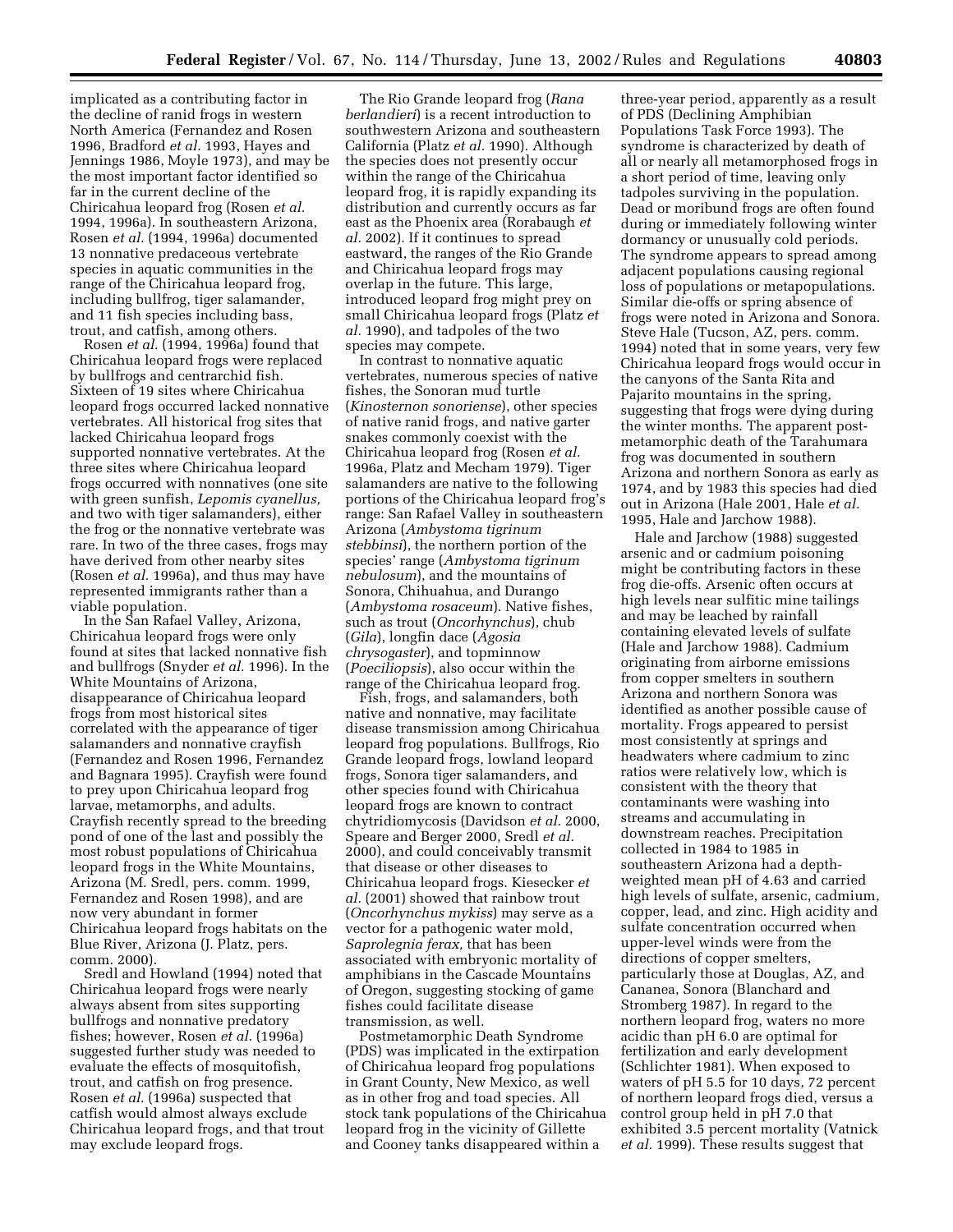implicated as a contributing factor in the decline of ranid frogs in western North America (Fernandez and Rosen 1996, Bradford *et al.* 1993, Hayes and Jennings 1986, Moyle 1973), and may be the most important factor identified so far in the current decline of the Chiricahua leopard frog (Rosen *et al.* 1994, 1996a). In southeastern Arizona, Rosen *et al.* (1994, 1996a) documented 13 nonnative predaceous vertebrate species in aquatic communities in the range of the Chiricahua leopard frog, including bullfrog, tiger salamander, and 11 fish species including bass, trout, and catfish, among others.

Rosen *et al.* (1994, 1996a) found that Chiricahua leopard frogs were replaced by bullfrogs and centrarchid fish. Sixteen of 19 sites where Chiricahua leopard frogs occurred lacked nonnative vertebrates. All historical frog sites that lacked Chiricahua leopard frogs supported nonnative vertebrates. At the three sites where Chiricahua leopard frogs occurred with nonnatives (one site with green sunfish, *Lepomis cyanellus,* and two with tiger salamanders), either the frog or the nonnative vertebrate was rare. In two of the three cases, frogs may have derived from other nearby sites (Rosen *et al.* 1996a), and thus may have represented immigrants rather than a viable population.

In the San Rafael Valley, Arizona, Chiricahua leopard frogs were only found at sites that lacked nonnative fish and bullfrogs (Snyder *et al.* 1996). In the White Mountains of Arizona, disappearance of Chiricahua leopard frogs from most historical sites correlated with the appearance of tiger salamanders and nonnative crayfish (Fernandez and Rosen 1996, Fernandez and Bagnara 1995). Crayfish were found to prey upon Chiricahua leopard frog larvae, metamorphs, and adults. Crayfish recently spread to the breeding pond of one of the last and possibly the most robust populations of Chiricahua leopard frogs in the White Mountains, Arizona (M. Sredl, pers. comm. 1999, Fernandez and Rosen 1998), and are now very abundant in former Chiricahua leopard frogs habitats on the Blue River, Arizona (J. Platz, pers. comm. 2000).

Sredl and Howland (1994) noted that Chiricahua leopard frogs were nearly always absent from sites supporting bullfrogs and nonnative predatory fishes; however, Rosen *et al.* (1996a) suggested further study was needed to evaluate the effects of mosquitofish, trout, and catfish on frog presence. Rosen *et al.* (1996a) suspected that catfish would almost always exclude Chiricahua leopard frogs, and that trout may exclude leopard frogs.

The Rio Grande leopard frog (*Rana berlandieri*) is a recent introduction to southwestern Arizona and southeastern California (Platz *et al.* 1990). Although the species does not presently occur within the range of the Chiricahua leopard frog, it is rapidly expanding its distribution and currently occurs as far east as the Phoenix area (Rorabaugh *et al.* 2002). If it continues to spread eastward, the ranges of the Rio Grande and Chiricahua leopard frogs may overlap in the future. This large, introduced leopard frog might prey on small Chiricahua leopard frogs (Platz *et al.* 1990), and tadpoles of the two species may compete.

In contrast to nonnative aquatic vertebrates, numerous species of native fishes, the Sonoran mud turtle (*Kinosternon sonoriense*), other species of native ranid frogs, and native garter snakes commonly coexist with the Chiricahua leopard frog (Rosen *et al.* 1996a, Platz and Mecham 1979). Tiger salamanders are native to the following portions of the Chiricahua leopard frog's range: San Rafael Valley in southeastern Arizona (*Ambystoma tigrinum stebbinsi*), the northern portion of the species' range (*Ambystoma tigrinum nebulosum*), and the mountains of Sonora, Chihuahua, and Durango (*Ambystoma rosaceum*). Native fishes, such as trout (*Oncorhynchus*), chub (*Gila*), longfin dace (*Agosia chrysogaster*), and topminnow (*Poeciliopsis*), also occur within the range of the Chiricahua leopard frog.

Fish, frogs, and salamanders, both native and nonnative, may facilitate disease transmission among Chiricahua leopard frog populations. Bullfrogs, Rio Grande leopard frogs, lowland leopard frogs, Sonora tiger salamanders, and other species found with Chiricahua leopard frogs are known to contract chytridiomycosis (Davidson *et al.* 2000, Speare and Berger 2000, Sredl *et al.* 2000), and could conceivably transmit that disease or other diseases to Chiricahua leopard frogs. Kiesecker *et al.* (2001) showed that rainbow trout (*Oncorhynchus mykiss*) may serve as a vector for a pathogenic water mold, *Saprolegnia ferax,* that has been associated with embryonic mortality of amphibians in the Cascade Mountains of Oregon, suggesting stocking of game fishes could facilitate disease transmission, as well.

Postmetamorphic Death Syndrome (PDS) was implicated in the extirpation of Chiricahua leopard frog populations in Grant County, New Mexico, as well as in other frog and toad species. All stock tank populations of the Chiricahua leopard frog in the vicinity of Gillette and Cooney tanks disappeared within a three-year period, apparently as a result of PDS (Declining Amphibian Populations Task Force 1993). The syndrome is characterized by death of all or nearly all metamorphosed frogs in a short period of time, leaving only tadpoles surviving in the population. Dead or moribund frogs are often found during or immediately following winter dormancy or unusually cold periods. The syndrome appears to spread among adjacent populations causing regional loss of populations or metapopulations. Similar die-offs or spring absence of frogs were noted in Arizona and Sonora. Steve Hale (Tucson, AZ, pers. comm. 1994) noted that in some years, very few Chiricahua leopard frogs would occur in the canyons of the Santa Rita and Pajarito mountains in the spring, suggesting that frogs were dying during the winter months. The apparent post-metamorphic death of the Tarahumara frog was documented in southern Arizona and northern Sonora as early as 1974, and by 1983 this species had died out in Arizona (Hale 2001, Hale *et al.* 1995, Hale and Jarchow 1988).

Hale and Jarchow (1988) suggested arsenic and or cadmium poisoning might be contributing factors in these frog die-offs. Arsenic often occurs at high levels near sulfitic mine tailings and may be leached by rainfall containing elevated levels of sulfate (Hale and Jarchow 1988). Cadmium originating from airborne emissions from copper smelters in southern Arizona and northern Sonora was identified as another possible cause of mortality. Frogs appeared to persist most consistently at springs and headwaters where cadmium to zinc ratios were relatively low, which is consistent with the theory that contaminants were washing into streams and accumulating in downstream reaches. Precipitation collected in 1984 to 1985 in southeastern Arizona had a depth-weighted mean pH of 4.63 and carried high levels of sulfate, arsenic, cadmium, copper, lead, and zinc. High acidity and sulfate concentration occurred when upper-level winds were from the directions of copper smelters, particularly those at Douglas, AZ, and Cananea, Sonora (Blanchard and Stromberg 1987). In regard to the northern leopard frog, waters no more acidic than pH 6.0 are optimal for fertilization and early development (Schlichter 1981). When exposed to waters of pH 5.5 for 10 days, 72 percent of northern leopard frogs died, versus a control group held in pH 7.0 that exhibited 3.5 percent mortality (Vatnick *et al.* 1999). These results suggest that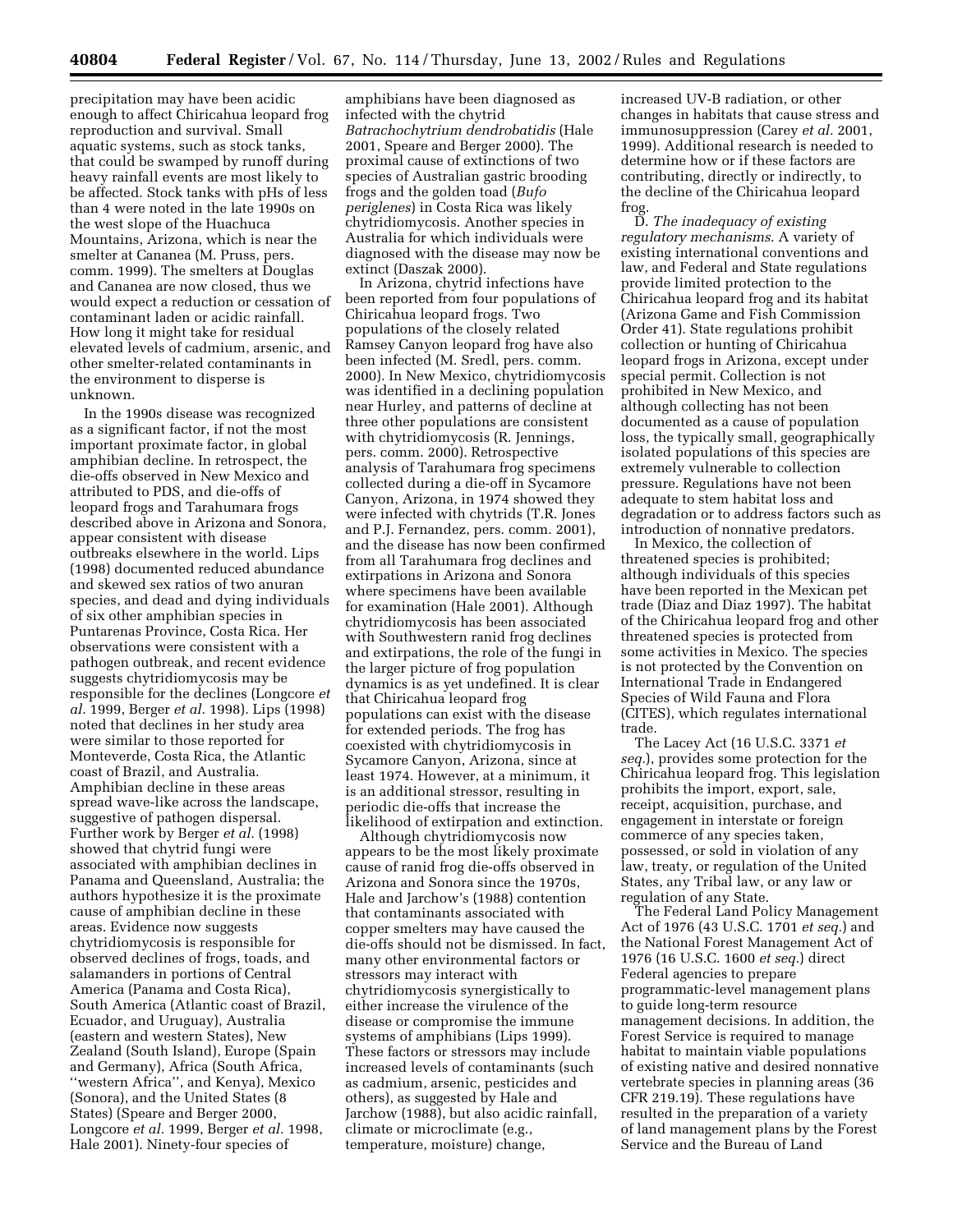precipitation may have been acidic enough to affect Chiricahua leopard frog reproduction and survival. Small aquatic systems, such as stock tanks, that could be swamped by runoff during heavy rainfall events are most likely to be affected. Stock tanks with pHs of less than 4 were noted in the late 1990s on the west slope of the Huachuca Mountains, Arizona, which is near the smelter at Cananea (M. Pruss, pers. comm. 1999). The smelters at Douglas and Cananea are now closed, thus we would expect a reduction or cessation of contaminant laden or acidic rainfall. How long it might take for residual elevated levels of cadmium, arsenic, and other smelter-related contaminants in the environment to disperse is unknown.

In the 1990s disease was recognized as a significant factor, if not the most important proximate factor, in global amphibian decline. In retrospect, the die-offs observed in New Mexico and attributed to PDS, and die-offs of leopard frogs and Tarahumara frogs described above in Arizona and Sonora, appear consistent with disease outbreaks elsewhere in the world. Lips (1998) documented reduced abundance and skewed sex ratios of two anuran species, and dead and dying individuals of six other amphibian species in Puntarenas Province, Costa Rica. Her observations were consistent with a pathogen outbreak, and recent evidence suggests chytridiomycosis may be responsible for the declines (Longcore *et al.* 1999, Berger *et al.* 1998). Lips (1998) noted that declines in her study area were similar to those reported for Monteverde, Costa Rica, the Atlantic coast of Brazil, and Australia. Amphibian decline in these areas spread wave-like across the landscape, suggestive of pathogen dispersal. Further work by Berger *et al.* (1998) showed that chytrid fungi were associated with amphibian declines in Panama and Queensland, Australia; the authors hypothesize it is the proximate cause of amphibian decline in these areas. Evidence now suggests chytridiomycosis is responsible for observed declines of frogs, toads, and salamanders in portions of Central America (Panama and Costa Rica), South America (Atlantic coast of Brazil, Ecuador, and Uruguay), Australia (eastern and western States), New Zealand (South Island), Europe (Spain and Germany), Africa (South Africa, ''western Africa'', and Kenya), Mexico (Sonora), and the United States (8 States) (Speare and Berger 2000, Longcore *et al.* 1999, Berger *et al.* 1998, Hale 2001). Ninety-four species of amphibians have been diagnosed as infected with the chytrid *Batrachochytrium dendrobatidis* (Hale 2001, Speare and Berger 2000). The proximal cause of extinctions of two species of Australian gastric brooding frogs and the golden toad (*Bufo periglenes*) in Costa Rica was likely chytridiomycosis. Another species in Australia for which individuals were diagnosed with the disease may now be extinct (Daszak 2000).

In Arizona, chytrid infections have been reported from four populations of Chiricahua leopard frogs. Two populations of the closely related Ramsey Canyon leopard frog have also been infected (M. Sredl, pers. comm. 2000). In New Mexico, chytridiomycosis was identified in a declining population near Hurley, and patterns of decline at three other populations are consistent with chytridiomycosis (R. Jennings, pers. comm. 2000). Retrospective analysis of Tarahumara frog specimens collected during a die-off in Sycamore Canyon, Arizona, in 1974 showed they were infected with chytrids (T.R. Jones and P.J. Fernandez, pers. comm. 2001), and the disease has now been confirmed from all Tarahumara frog declines and extirpations in Arizona and Sonora where specimens have been available for examination (Hale 2001). Although chytridiomycosis has been associated with Southwestern ranid frog declines and extirpations, the role of the fungi in the larger picture of frog population dynamics is as yet undefined. It is clear that Chiricahua leopard frog populations can exist with the disease for extended periods. The frog has coexisted with chytridiomycosis in Sycamore Canyon, Arizona, since at least 1974. However, at a minimum, it is an additional stressor, resulting in periodic die-offs that increase the likelihood of extirpation and extinction.

Although chytridiomycosis now appears to be the most likely proximate cause of ranid frog die-offs observed in Arizona and Sonora since the 1970s, Hale and Jarchow's (1988) contention that contaminants associated with copper smelters may have caused the die-offs should not be dismissed. In fact, many other environmental factors or stressors may interact with chytridiomycosis synergistically to either increase the virulence of the disease or compromise the immune systems of amphibians (Lips 1999). These factors or stressors may include increased levels of contaminants (such as cadmium, arsenic, pesticides and others), as suggested by Hale and Jarchow (1988), but also acidic rainfall, climate or microclimate (e.g., temperature, moisture) change, increased UV-B radiation, or other changes in habitats that cause stress and immunosuppression (Carey *et al.* 2001, 1999). Additional research is needed to determine how or if these factors are contributing, directly or indirectly, to the decline of the Chiricahua leopard frog.

D. *The inadequacy of existing regulatory mechanisms*. A variety of existing international conventions and law, and Federal and State regulations provide limited protection to the Chiricahua leopard frog and its habitat (Arizona Game and Fish Commission Order 41). State regulations prohibit collection or hunting of Chiricahua leopard frogs in Arizona, except under special permit. Collection is not prohibited in New Mexico, and although collecting has not been documented as a cause of population loss, the typically small, geographically isolated populations of this species are extremely vulnerable to collection pressure. Regulations have not been adequate to stem habitat loss and degradation or to address factors such as introduction of nonnative predators.

In Mexico, the collection of threatened species is prohibited; although individuals of this species have been reported in the Mexican pet trade (Diaz and Diaz 1997). The habitat of the Chiricahua leopard frog and other threatened species is protected from some activities in Mexico. The species is not protected by the Convention on International Trade in Endangered Species of Wild Fauna and Flora (CITES), which regulates international trade.

The Lacey Act (16 U.S.C. 3371 *et seq.*), provides some protection for the Chiricahua leopard frog. This legislation prohibits the import, export, sale, receipt, acquisition, purchase, and engagement in interstate or foreign commerce of any species taken, possessed, or sold in violation of any law, treaty, or regulation of the United States, any Tribal law, or any law or regulation of any State.

The Federal Land Policy Management Act of 1976 (43 U.S.C. 1701 *et seq.*) and the National Forest Management Act of 1976 (16 U.S.C. 1600 *et seq.*) direct Federal agencies to prepare programmatic-level management plans to guide long-term resource management decisions. In addition, the Forest Service is required to manage habitat to maintain viable populations of existing native and desired nonnative vertebrate species in planning areas (36 CFR 219.19). These regulations have resulted in the preparation of a variety of land management plans by the Forest Service and the Bureau of Land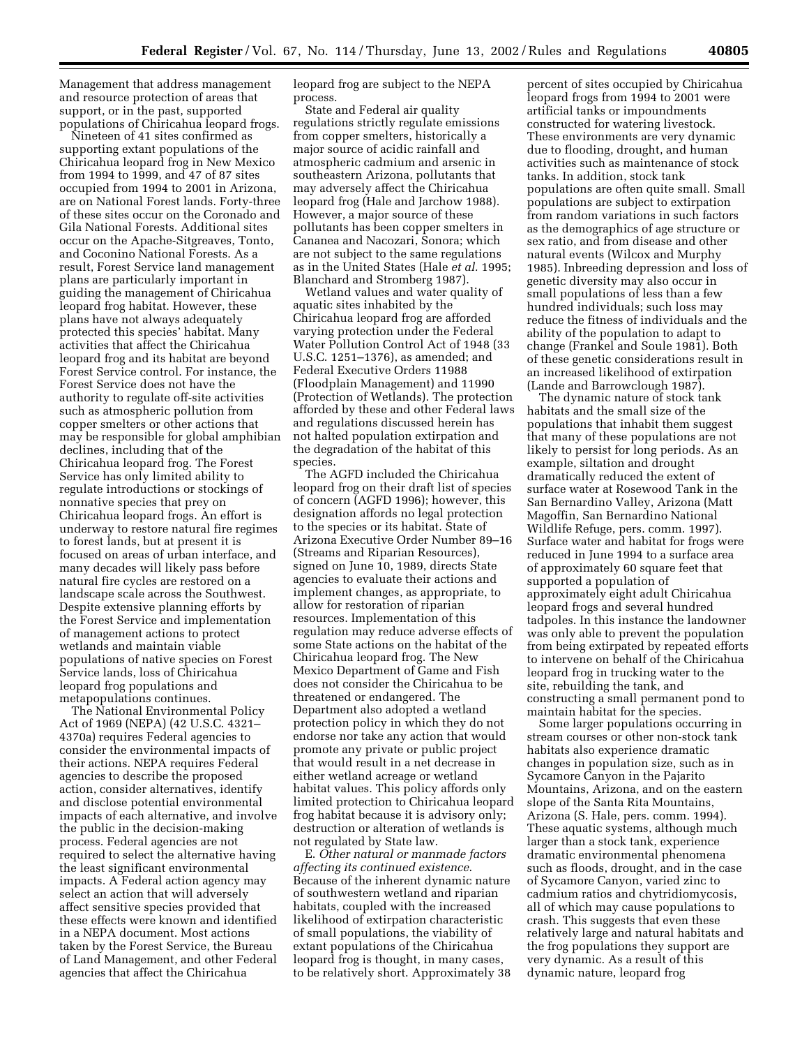Management that address management and resource protection of areas that support, or in the past, supported populations of Chiricahua leopard frogs.

Nineteen of 41 sites confirmed as supporting extant populations of the Chiricahua leopard frog in New Mexico from 1994 to 1999, and 47 of 87 sites occupied from 1994 to 2001 in Arizona, are on National Forest lands. Forty-three of these sites occur on the Coronado and Gila National Forests. Additional sites occur on the Apache-Sitgreaves, Tonto, and Coconino National Forests. As a result, Forest Service land management plans are particularly important in guiding the management of Chiricahua leopard frog habitat. However, these plans have not always adequately protected this species' habitat. Many activities that affect the Chiricahua leopard frog and its habitat are beyond Forest Service control. For instance, the Forest Service does not have the authority to regulate off-site activities such as atmospheric pollution from copper smelters or other actions that may be responsible for global amphibian declines, including that of the Chiricahua leopard frog. The Forest Service has only limited ability to regulate introductions or stockings of nonnative species that prey on Chiricahua leopard frogs. An effort is underway to restore natural fire regimes to forest lands, but at present it is focused on areas of urban interface, and many decades will likely pass before natural fire cycles are restored on a landscape scale across the Southwest. Despite extensive planning efforts by the Forest Service and implementation of management actions to protect wetlands and maintain viable populations of native species on Forest Service lands, loss of Chiricahua leopard frog populations and metapopulations continues.

The National Environmental Policy Act of 1969 (NEPA) (42 U.S.C. 4321–4370a) requires Federal agencies to consider the environmental impacts of their actions. NEPA requires Federal agencies to describe the proposed action, consider alternatives, identify and disclose potential environmental impacts of each alternative, and involve the public in the decision-making process. Federal agencies are not required to select the alternative having the least significant environmental impacts. A Federal action agency may select an action that will adversely affect sensitive species provided that these effects were known and identified in a NEPA document. Most actions taken by the Forest Service, the Bureau of Land Management, and other Federal agencies that affect the Chiricahua leopard frog are subject to the NEPA process.

State and Federal air quality regulations strictly regulate emissions from copper smelters, historically a major source of acidic rainfall and atmospheric cadmium and arsenic in southeastern Arizona, pollutants that may adversely affect the Chiricahua leopard frog (Hale and Jarchow 1988). However, a major source of these pollutants has been copper smelters in Cananea and Nacozari, Sonora; which are not subject to the same regulations as in the United States (Hale *et al.* 1995; Blanchard and Stromberg 1987).

Wetland values and water quality of aquatic sites inhabited by the Chiricahua leopard frog are afforded varying protection under the Federal Water Pollution Control Act of 1948 (33 U.S.C. 1251–1376), as amended; and Federal Executive Orders 11988 (Floodplain Management) and 11990 (Protection of Wetlands). The protection afforded by these and other Federal laws and regulations discussed herein has not halted population extirpation and the degradation of the habitat of this species.

The AGFD included the Chiricahua leopard frog on their draft list of species of concern (AGFD 1996); however, this designation affords no legal protection to the species or its habitat. State of Arizona Executive Order Number 89–16 (Streams and Riparian Resources), signed on June 10, 1989, directs State agencies to evaluate their actions and implement changes, as appropriate, to allow for restoration of riparian resources. Implementation of this regulation may reduce adverse effects of some State actions on the habitat of the Chiricahua leopard frog. The New Mexico Department of Game and Fish does not consider the Chiricahua to be threatened or endangered. The Department also adopted a wetland protection policy in which they do not endorse nor take any action that would promote any private or public project that would result in a net decrease in either wetland acreage or wetland habitat values. This policy affords only limited protection to Chiricahua leopard frog habitat because it is advisory only; destruction or alteration of wetlands is not regulated by State law.

E. *Other natural or manmade factors affecting its continued existence.* Because of the inherent dynamic nature of southwestern wetland and riparian habitats, coupled with the increased likelihood of extirpation characteristic of small populations, the viability of extant populations of the Chiricahua leopard frog is thought, in many cases, to be relatively short. Approximately 38 percent of sites occupied by Chiricahua leopard frogs from 1994 to 2001 were artificial tanks or impoundments constructed for watering livestock. These environments are very dynamic due to flooding, drought, and human activities such as maintenance of stock tanks. In addition, stock tank populations are often quite small. Small populations are subject to extirpation from random variations in such factors as the demographics of age structure or sex ratio, and from disease and other natural events (Wilcox and Murphy 1985). Inbreeding depression and loss of genetic diversity may also occur in small populations of less than a few hundred individuals; such loss may reduce the fitness of individuals and the ability of the population to adapt to change (Frankel and Soule 1981). Both of these genetic considerations result in an increased likelihood of extirpation (Lande and Barrowclough 1987).

The dynamic nature of stock tank habitats and the small size of the populations that inhabit them suggest that many of these populations are not likely to persist for long periods. As an example, siltation and drought dramatically reduced the extent of surface water at Rosewood Tank in the San Bernardino Valley, Arizona (Matt Magoffin, San Bernardino National Wildlife Refuge, pers. comm. 1997). Surface water and habitat for frogs were reduced in June 1994 to a surface area of approximately 60 square feet that supported a population of approximately eight adult Chiricahua leopard frogs and several hundred tadpoles. In this instance the landowner was only able to prevent the population from being extirpated by repeated efforts to intervene on behalf of the Chiricahua leopard frog in trucking water to the site, rebuilding the tank, and constructing a small permanent pond to maintain habitat for the species.

Some larger populations occurring in stream courses or other non-stock tank habitats also experience dramatic changes in population size, such as in Sycamore Canyon in the Pajarito Mountains, Arizona, and on the eastern slope of the Santa Rita Mountains, Arizona (S. Hale, pers. comm. 1994). These aquatic systems, although much larger than a stock tank, experience dramatic environmental phenomena such as floods, drought, and in the case of Sycamore Canyon, varied zinc to cadmium ratios and chytridiomycosis, all of which may cause populations to crash. This suggests that even these relatively large and natural habitats and the frog populations they support are very dynamic. As a result of this dynamic nature, leopard frog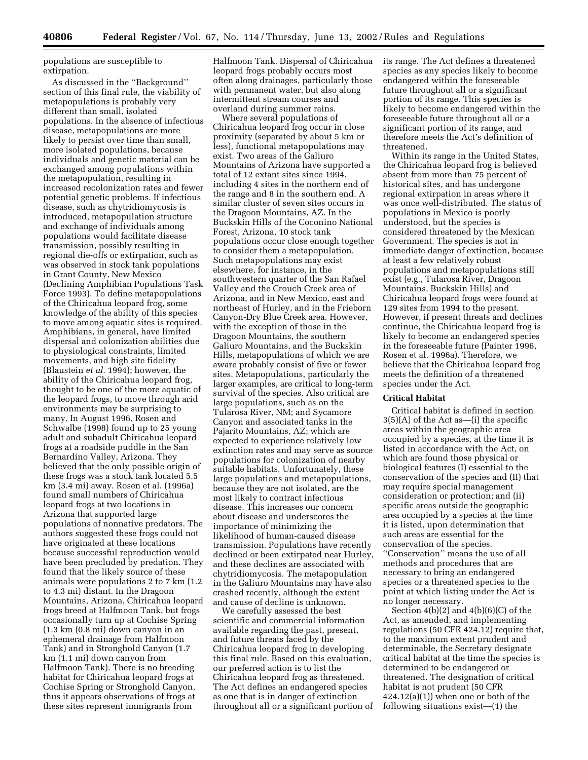populations are susceptible to extirpation.

As discussed in the ''Background'' section of this final rule, the viability of metapopulations is probably very different than small, isolated populations. In the absence of infectious disease, metapopulations are more likely to persist over time than small, more isolated populations, because individuals and genetic material can be exchanged among populations within the metapopulation, resulting in increased recolonization rates and fewer potential genetic problems. If infectious disease, such as chytridiomycosis is introduced, metapopulation structure and exchange of individuals among populations would facilitate disease transmission, possibly resulting in regional die-offs or extirpation, such as was observed in stock tank populations in Grant County, New Mexico (Declining Amphibian Populations Task Force 1993). To define metapopulations of the Chiricahua leopard frog, some knowledge of the ability of this species to move among aquatic sites is required. Amphibians, in general, have limited dispersal and colonization abilities due to physiological constraints, limited movements, and high site fidelity (Blaustein *et al.* 1994); however, the ability of the Chiricahua leopard frog, thought to be one of the more aquatic of the leopard frogs, to move through arid environments may be surprising to many. In August 1996, Rosen and Schwalbe (1998) found up to 25 young adult and subadult Chiricahua leopard frogs at a roadside puddle in the San Bernardino Valley, Arizona. They believed that the only possible origin of these frogs was a stock tank located 5.5 km (3.4 mi) away. Rosen et al. (1996a) found small numbers of Chiricahua leopard frogs at two locations in Arizona that supported large populations of nonnative predators. The authors suggested these frogs could not have originated at these locations because successful reproduction would have been precluded by predation. They found that the likely source of these animals were populations 2 to 7 km (1.2 to 4.3 mi) distant. In the Dragoon Mountains, Arizona, Chiricahua leopard frogs breed at Halfmoon Tank, but frogs occasionally turn up at Cochise Spring (1.3 km (0.8 mi) down canyon in an ephemeral drainage from Halfmoon Tank) and in Stronghold Canyon (1.7 km (1.1 mi) down canyon from Halfmoon Tank). There is no breeding habitat for Chiricahua leopard frogs at Cochise Spring or Stronghold Canyon, thus it appears observations of frogs at these sites represent immigrants from Halfmoon Tank. Dispersal of Chiricahua leopard frogs probably occurs most often along drainages, particularly those with permanent water, but also along intermittent stream courses and overland during summer rains.

Where several populations of Chiricahua leopard frog occur in close proximity (separated by about 5 km or less), functional metapopulations may exist. Two areas of the Galiuro Mountains of Arizona have supported a total of 12 extant sites since 1994, including 4 sites in the northern end of the range and 8 in the southern end. A similar cluster of seven sites occurs in the Dragoon Mountains, AZ. In the Buckskin Hills of the Coconino National Forest, Arizona, 10 stock tank populations occur close enough together to consider them a metapopulation. Such metapopulations may exist elsewhere, for instance, in the southwestern quarter of the San Rafael Valley and the Crouch Creek area of Arizona, and in New Mexico, east and northeast of Hurley, and in the Frieborn Canyon-Dry Blue Creek area. However, with the exception of those in the Dragoon Mountains, the southern Galiuro Mountains, and the Buckskin Hills, metapopulations of which we are aware probably consist of five or fewer sites. Metapopulations, particularly the larger examples, are critical to long-term survival of the species. Also critical are large populations, such as on the Tularosa River, NM; and Sycamore Canyon and associated tanks in the Pajarito Mountains, AZ; which are expected to experience relatively low extinction rates and may serve as source populations for colonization of nearby suitable habitats. Unfortunately, these large populations and metapopulations, because they are not isolated, are the most likely to contract infectious disease. This increases our concern about disease and underscores the importance of minimizing the likelihood of human-caused disease transmission. Populations have recently declined or been extirpated near Hurley, and these declines are associated with chytridiomycosis. The metapopulation in the Galiuro Mountains may have also crashed recently, although the extent and cause of decline is unknown.

We carefully assessed the best scientific and commercial information available regarding the past, present, and future threats faced by the Chiricahua leopard frog in developing this final rule. Based on this evaluation, our preferred action is to list the Chiricahua leopard frog as threatened. The Act defines an endangered species as one that is in danger of extinction throughout all or a significant portion of its range. The Act defines a threatened species as any species likely to become endangered within the foreseeable future throughout all or a significant portion of its range. This species is likely to become endangered within the foreseeable future throughout all or a significant portion of its range, and therefore meets the Act's definition of threatened.

Within its range in the United States, the Chiricahua leopard frog is believed absent from more than 75 percent of historical sites, and has undergone regional extirpation in areas where it was once well-distributed. The status of populations in Mexico is poorly understood, but the species is considered threatened by the Mexican Government. The species is not in immediate danger of extinction, because at least a few relatively robust populations and metapopulations still exist (e.g., Tularosa River, Dragoon Mountains, Buckskin Hills) and Chiricahua leopard frogs were found at 129 sites from 1994 to the present. However, if present threats and declines continue, the Chiricahua leopard frog is likely to become an endangered species in the foreseeable future (Painter 1996, Rosen et al. 1996a). Therefore, we believe that the Chiricahua leopard frog meets the definition of a threatened species under the Act.

**Critical Habitat**

Critical habitat is defined in section 3(5)(A) of the Act as—(i) the specific areas within the geographic area occupied by a species, at the time it is listed in accordance with the Act, on which are found those physical or biological features (I) essential to the conservation of the species and (II) that may require special management consideration or protection; and (ii) specific areas outside the geographic area occupied by a species at the time it is listed, upon determination that such areas are essential for the conservation of the species. ''Conservation'' means the use of all methods and procedures that are necessary to bring an endangered species or a threatened species to the point at which listing under the Act is no longer necessary.

Section 4(b)(2) and 4(b)(6)(C) of the Act, as amended, and implementing regulations (50 CFR 424.12) require that, to the maximum extent prudent and determinable, the Secretary designate critical habitat at the time the species is determined to be endangered or threatened. The designation of critical habitat is not prudent (50 CFR 424.12(a)(1)) when one or both of the following situations exist—(1) the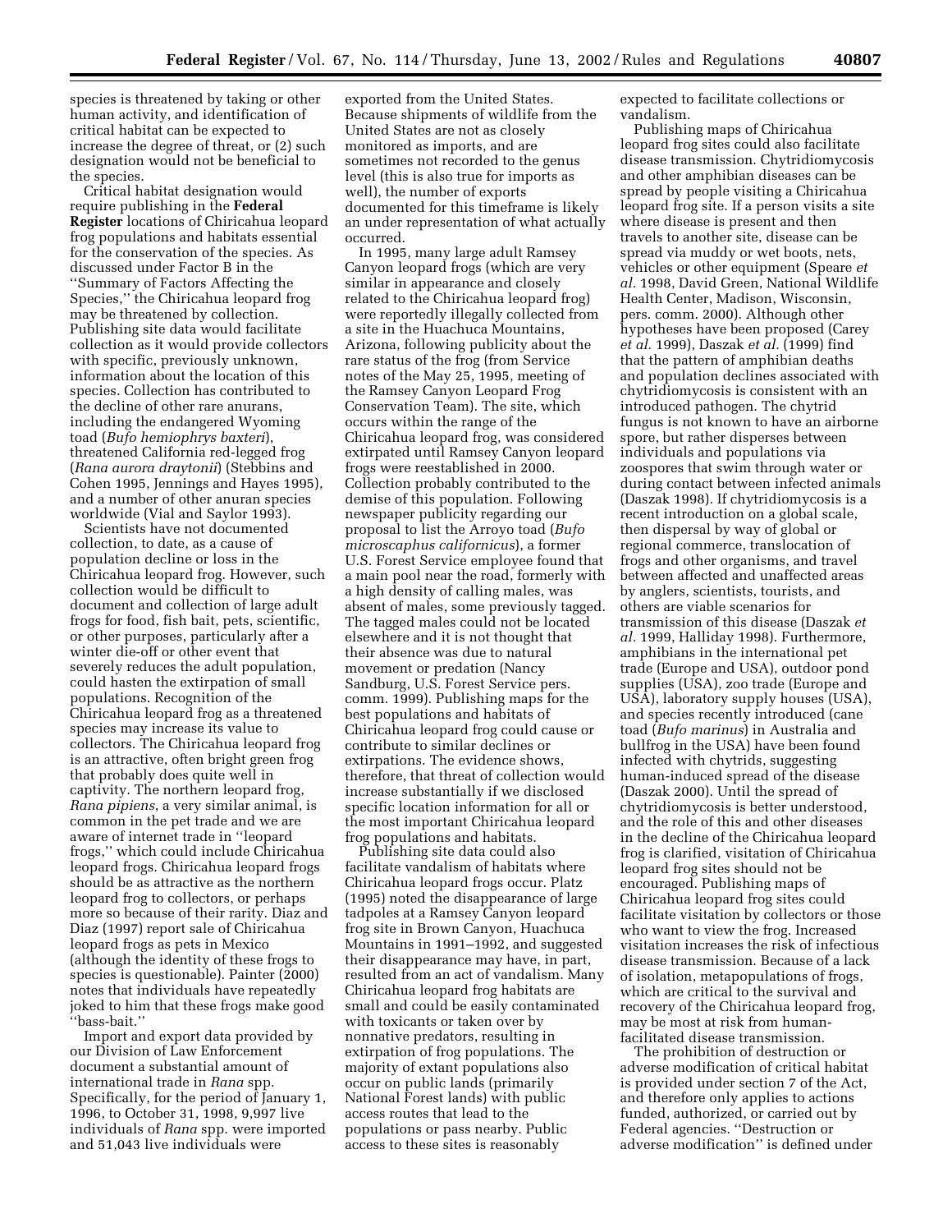species is threatened by taking or other human activity, and identification of critical habitat can be expected to increase the degree of threat, or (2) such designation would not be beneficial to the species.

Critical habitat designation would require publishing in the **Federal Register** locations of Chiricahua leopard frog populations and habitats essential for the conservation of the species. As discussed under Factor B in the ''Summary of Factors Affecting the Species,'' the Chiricahua leopard frog may be threatened by collection. Publishing site data would facilitate collection as it would provide collectors with specific, previously unknown, information about the location of this species. Collection has contributed to the decline of other rare anurans, including the endangered Wyoming toad (*Bufo hemiophrys baxteri*), threatened California red-legged frog (*Rana aurora draytonii*) (Stebbins and Cohen 1995, Jennings and Hayes 1995), and a number of other anuran species worldwide (Vial and Saylor 1993).

Scientists have not documented collection, to date, as a cause of population decline or loss in the Chiricahua leopard frog. However, such collection would be difficult to document and collection of large adult frogs for food, fish bait, pets, scientific, or other purposes, particularly after a winter die-off or other event that severely reduces the adult population, could hasten the extirpation of small populations. Recognition of the Chiricahua leopard frog as a threatened species may increase its value to collectors. The Chiricahua leopard frog is an attractive, often bright green frog that probably does quite well in captivity. The northern leopard frog, *Rana pipiens*, a very similar animal, is common in the pet trade and we are aware of internet trade in ''leopard frogs,'' which could include Chiricahua leopard frogs. Chiricahua leopard frogs should be as attractive as the northern leopard frog to collectors, or perhaps more so because of their rarity. Diaz and Diaz (1997) report sale of Chiricahua leopard frogs as pets in Mexico (although the identity of these frogs to species is questionable). Painter (2000) notes that individuals have repeatedly joked to him that these frogs make good ''bass-bait.''

Import and export data provided by our Division of Law Enforcement document a substantial amount of international trade in *Rana* spp. Specifically, for the period of January 1, 1996, to October 31, 1998, 9,997 live individuals of *Rana* spp. were imported and 51,043 live individuals were exported from the United States. Because shipments of wildlife from the United States are not as closely monitored as imports, and are sometimes not recorded to the genus level (this is also true for imports as well), the number of exports documented for this timeframe is likely an under representation of what actually occurred.

In 1995, many large adult Ramsey Canyon leopard frogs (which are very similar in appearance and closely related to the Chiricahua leopard frog) were reportedly illegally collected from a site in the Huachuca Mountains, Arizona, following publicity about the rare status of the frog (from Service notes of the May 25, 1995, meeting of the Ramsey Canyon Leopard Frog Conservation Team). The site, which occurs within the range of the Chiricahua leopard frog, was considered extirpated until Ramsey Canyon leopard frogs were reestablished in 2000. Collection probably contributed to the demise of this population. Following newspaper publicity regarding our proposal to list the Arroyo toad (*Bufo microscaphus californicus*), a former U.S. Forest Service employee found that a main pool near the road, formerly with a high density of calling males, was absent of males, some previously tagged. The tagged males could not be located elsewhere and it is not thought that their absence was due to natural movement or predation (Nancy Sandburg, U.S. Forest Service pers. comm. 1999). Publishing maps for the best populations and habitats of Chiricahua leopard frog could cause or contribute to similar declines or extirpations. The evidence shows, therefore, that threat of collection would increase substantially if we disclosed specific location information for all or the most important Chiricahua leopard frog populations and habitats.

Publishing site data could also facilitate vandalism of habitats where Chiricahua leopard frogs occur. Platz (1995) noted the disappearance of large tadpoles at a Ramsey Canyon leopard frog site in Brown Canyon, Huachuca Mountains in 1991–1992, and suggested their disappearance may have, in part, resulted from an act of vandalism. Many Chiricahua leopard frog habitats are small and could be easily contaminated with toxicants or taken over by nonnative predators, resulting in extirpation of frog populations. The majority of extant populations also occur on public lands (primarily National Forest lands) with public access routes that lead to the populations or pass nearby. Public access to these sites is reasonably expected to facilitate collections or vandalism.

Publishing maps of Chiricahua leopard frog sites could also facilitate disease transmission. Chytridiomycosis and other amphibian diseases can be spread by people visiting a Chiricahua leopard frog site. If a person visits a site where disease is present and then travels to another site, disease can be spread via muddy or wet boots, nets, vehicles or other equipment (Speare *et al.* 1998, David Green, National Wildlife Health Center, Madison, Wisconsin, pers. comm. 2000). Although other hypotheses have been proposed (Carey *et al.* 1999), Daszak *et al.* (1999) find that the pattern of amphibian deaths and population declines associated with chytridiomycosis is consistent with an introduced pathogen. The chytrid fungus is not known to have an airborne spore, but rather disperses between individuals and populations via zoospores that swim through water or during contact between infected animals (Daszak 1998). If chytridiomycosis is a recent introduction on a global scale, then dispersal by way of global or regional commerce, translocation of frogs and other organisms, and travel between affected and unaffected areas by anglers, scientists, tourists, and others are viable scenarios for transmission of this disease (Daszak *et al.* 1999, Halliday 1998). Furthermore, amphibians in the international pet trade (Europe and USA), outdoor pond supplies (USA), zoo trade (Europe and USA), laboratory supply houses (USA), and species recently introduced (cane toad (*Bufo marinus*) in Australia and bullfrog in the USA) have been found infected with chytrids, suggesting human-induced spread of the disease (Daszak 2000). Until the spread of chytridiomycosis is better understood, and the role of this and other diseases in the decline of the Chiricahua leopard frog is clarified, visitation of Chiricahua leopard frog sites should not be encouraged. Publishing maps of Chiricahua leopard frog sites could facilitate visitation by collectors or those who want to view the frog. Increased visitation increases the risk of infectious disease transmission. Because of a lack of isolation, metapopulations of frogs, which are critical to the survival and recovery of the Chiricahua leopard frog, may be most at risk from human-facilitated disease transmission.

The prohibition of destruction or adverse modification of critical habitat is provided under section 7 of the Act, and therefore only applies to actions funded, authorized, or carried out by Federal agencies. ''Destruction or adverse modification'' is defined under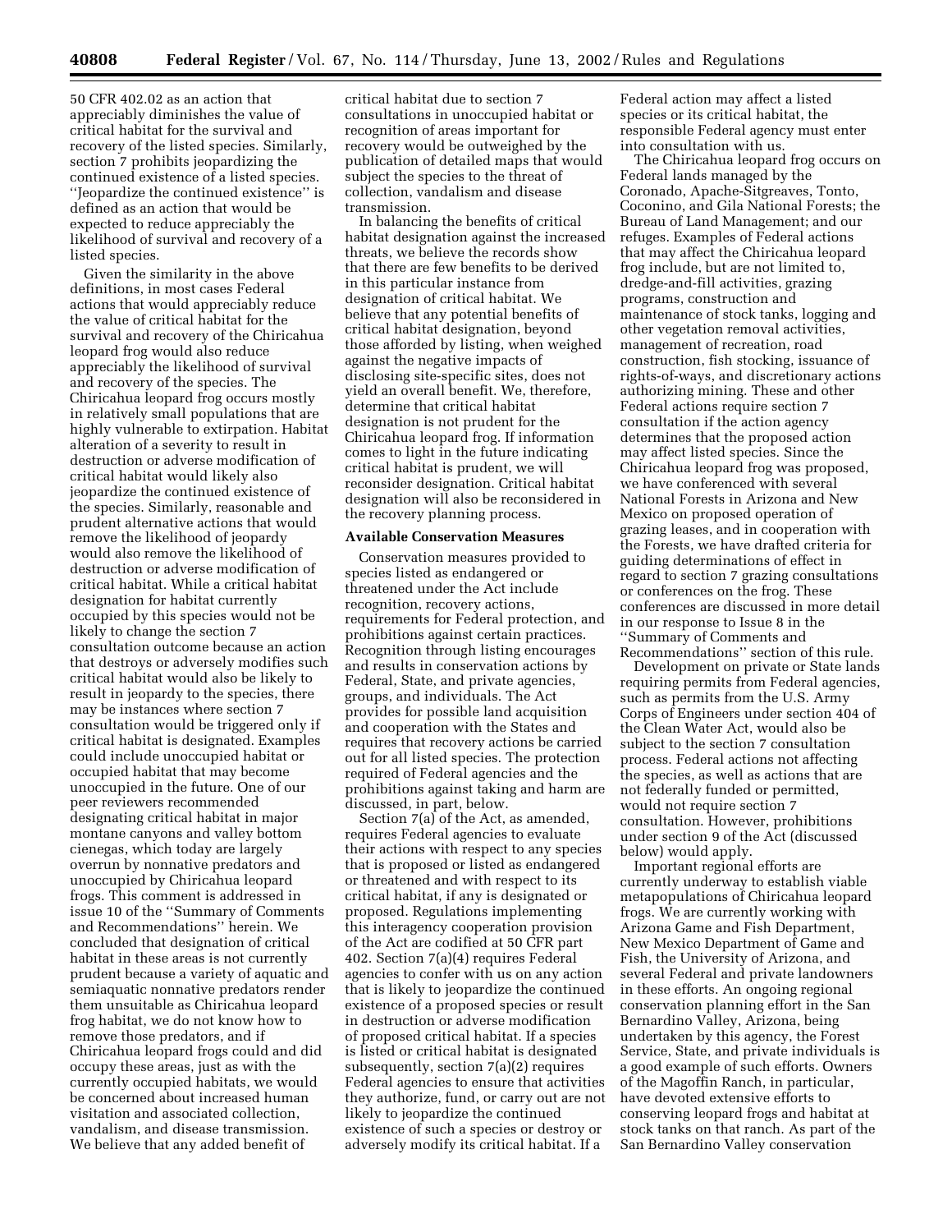50 CFR 402.02 as an action that appreciably diminishes the value of critical habitat for the survival and recovery of the listed species. Similarly, section 7 prohibits jeopardizing the continued existence of a listed species. ''Jeopardize the continued existence'' is defined as an action that would be expected to reduce appreciably the likelihood of survival and recovery of a listed species.

Given the similarity in the above definitions, in most cases Federal actions that would appreciably reduce the value of critical habitat for the survival and recovery of the Chiricahua leopard frog would also reduce appreciably the likelihood of survival and recovery of the species. The Chiricahua leopard frog occurs mostly in relatively small populations that are highly vulnerable to extirpation. Habitat alteration of a severity to result in destruction or adverse modification of critical habitat would likely also jeopardize the continued existence of the species. Similarly, reasonable and prudent alternative actions that would remove the likelihood of jeopardy would also remove the likelihood of destruction or adverse modification of critical habitat. While a critical habitat designation for habitat currently occupied by this species would not be likely to change the section 7 consultation outcome because an action that destroys or adversely modifies such critical habitat would also be likely to result in jeopardy to the species, there may be instances where section 7 consultation would be triggered only if critical habitat is designated. Examples could include unoccupied habitat or occupied habitat that may become unoccupied in the future. One of our peer reviewers recommended designating critical habitat in major montane canyons and valley bottom cienegas, which today are largely overrun by nonnative predators and unoccupied by Chiricahua leopard frogs. This comment is addressed in issue 10 of the ''Summary of Comments and Recommendations'' herein. We concluded that designation of critical habitat in these areas is not currently prudent because a variety of aquatic and semiaquatic nonnative predators render them unsuitable as Chiricahua leopard frog habitat, we do not know how to remove those predators, and if Chiricahua leopard frogs could and did occupy these areas, just as with the currently occupied habitats, we would be concerned about increased human visitation and associated collection, vandalism, and disease transmission. We believe that any added benefit of critical habitat due to section 7 consultations in unoccupied habitat or recognition of areas important for recovery would be outweighed by the publication of detailed maps that would subject the species to the threat of collection, vandalism and disease transmission.

In balancing the benefits of critical habitat designation against the increased threats, we believe the records show that there are few benefits to be derived in this particular instance from designation of critical habitat. We believe that any potential benefits of critical habitat designation, beyond those afforded by listing, when weighed against the negative impacts of disclosing site-specific sites, does not yield an overall benefit. We, therefore, determine that critical habitat designation is not prudent for the Chiricahua leopard frog. If information comes to light in the future indicating critical habitat is prudent, we will reconsider designation. Critical habitat designation will also be reconsidered in the recovery planning process.

**Available Conservation Measures**

Conservation measures provided to species listed as endangered or threatened under the Act include recognition, recovery actions, requirements for Federal protection, and prohibitions against certain practices. Recognition through listing encourages and results in conservation actions by Federal, State, and private agencies, groups, and individuals. The Act provides for possible land acquisition and cooperation with the States and requires that recovery actions be carried out for all listed species. The protection required of Federal agencies and the prohibitions against taking and harm are discussed, in part, below.

Section 7(a) of the Act, as amended, requires Federal agencies to evaluate their actions with respect to any species that is proposed or listed as endangered or threatened and with respect to its critical habitat, if any is designated or proposed. Regulations implementing this interagency cooperation provision of the Act are codified at 50 CFR part 402. Section 7(a)(4) requires Federal agencies to confer with us on any action that is likely to jeopardize the continued existence of a proposed species or result in destruction or adverse modification of proposed critical habitat. If a species is listed or critical habitat is designated subsequently, section 7(a)(2) requires Federal agencies to ensure that activities they authorize, fund, or carry out are not likely to jeopardize the continued existence of such a species or destroy or adversely modify its critical habitat. If a Federal action may affect a listed species or its critical habitat, the responsible Federal agency must enter into consultation with us.

The Chiricahua leopard frog occurs on Federal lands managed by the Coronado, Apache-Sitgreaves, Tonto, Coconino, and Gila National Forests; the Bureau of Land Management; and our refuges. Examples of Federal actions that may affect the Chiricahua leopard frog include, but are not limited to, dredge-and-fill activities, grazing programs, construction and maintenance of stock tanks, logging and other vegetation removal activities, management of recreation, road construction, fish stocking, issuance of rights-of-ways, and discretionary actions authorizing mining. These and other Federal actions require section 7 consultation if the action agency determines that the proposed action may affect listed species. Since the Chiricahua leopard frog was proposed, we have conferenced with several National Forests in Arizona and New Mexico on proposed operation of grazing leases, and in cooperation with the Forests, we have drafted criteria for guiding determinations of effect in regard to section 7 grazing consultations or conferences on the frog. These conferences are discussed in more detail in our response to Issue 8 in the ''Summary of Comments and Recommendations'' section of this rule.

Development on private or State lands requiring permits from Federal agencies, such as permits from the U.S. Army Corps of Engineers under section 404 of the Clean Water Act, would also be subject to the section 7 consultation process. Federal actions not affecting the species, as well as actions that are not federally funded or permitted, would not require section 7 consultation. However, prohibitions under section 9 of the Act (discussed below) would apply.

Important regional efforts are currently underway to establish viable metapopulations of Chiricahua leopard frogs. We are currently working with Arizona Game and Fish Department, New Mexico Department of Game and Fish, the University of Arizona, and several Federal and private landowners in these efforts. An ongoing regional conservation planning effort in the San Bernardino Valley, Arizona, being undertaken by this agency, the Forest Service, State, and private individuals is a good example of such efforts. Owners of the Magoffin Ranch, in particular, have devoted extensive efforts to conserving leopard frogs and habitat at stock tanks on that ranch. As part of the San Bernardino Valley conservation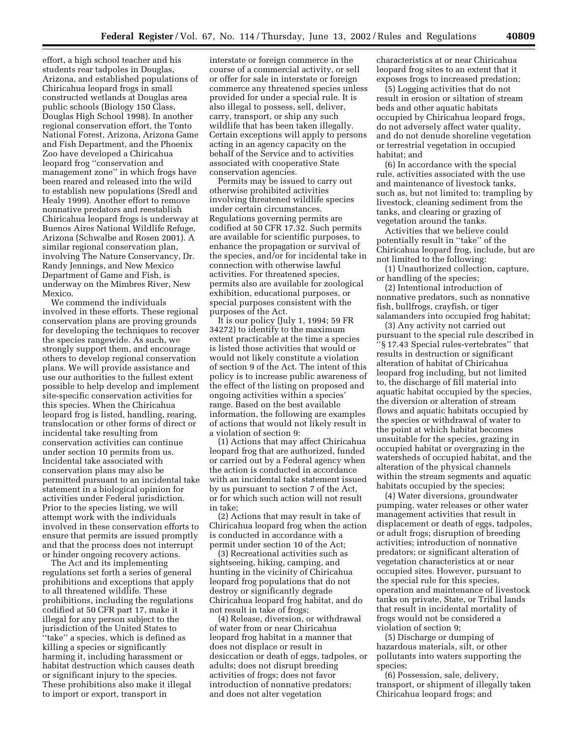effort, a high school teacher and his students rear tadpoles in Douglas, Arizona, and established populations of Chiricahua leopard frogs in small constructed wetlands at Douglas area public schools (Biology 150 Class, Douglas High School 1998). In another regional conservation effort, the Tonto National Forest, Arizona, Arizona Game and Fish Department, and the Phoenix Zoo have developed a Chiricahua leopard frog ''conservation and management zone'' in which frogs have been reared and released into the wild to establish new populations (Sredl and Healy 1999). Another effort to remove nonnative predators and reestablish Chiricahua leopard frogs is underway at Buenos Aires National Wildlife Refuge, Arizona (Schwalbe and Rosen 2001). A similar regional conservation plan, involving The Nature Conservancy, Dr. Randy Jennings, and New Mexico Department of Game and Fish, is underway on the Mimbres River, New Mexico.

We commend the individuals involved in these efforts. These regional conservation plans are proving grounds for developing the techniques to recover the species rangewide. As such, we strongly support them, and encourage others to develop regional conservation plans. We will provide assistance and use our authorities to the fullest extent possible to help develop and implement site-specific conservation activities for this species. When the Chiricahua leopard frog is listed, handling, rearing, translocation or other forms of direct or incidental take resulting from conservation activities can continue under section 10 permits from us. Incidental take associated with conservation plans may also be permitted pursuant to an incidental take statement in a biological opinion for activities under Federal jurisdiction. Prior to the species listing, we will attempt work with the individuals involved in these conservation efforts to ensure that permits are issued promptly and that the process does not interrupt or hinder ongoing recovery actions.

The Act and its implementing regulations set forth a series of general prohibitions and exceptions that apply to all threatened wildlife. These prohibitions, including the regulations codified at 50 CFR part 17, make it illegal for any person subject to the jurisdiction of the United States to ''take'' a species, which is defined as killing a species or significantly harming it, including harassment or habitat destruction which causes death or significant injury to the species. These prohibitions also make it illegal to import or export, transport in interstate or foreign commerce in the course of a commercial activity, or sell or offer for sale in interstate or foreign commerce any threatened species unless provided for under a special rule. It is also illegal to possess, sell, deliver, carry, transport, or ship any such wildlife that has been taken illegally. Certain exceptions will apply to persons acting in an agency capacity on the behalf of the Service and to activities associated with cooperative State conservation agencies.

Permits may be issued to carry out otherwise prohibited activities involving threatened wildlife species under certain circumstances. Regulations governing permits are codified at 50 CFR 17.32. Such permits are available for scientific purposes, to enhance the propagation or survival of the species, and/or for incidental take in connection with otherwise lawful activities. For threatened species, permits also are available for zoological exhibition, educational purposes, or special purposes consistent with the purposes of the Act.

It is our policy (July 1, 1994; 59 FR 34272) to identify to the maximum extent practicable at the time a species is listed those activities that would or would not likely constitute a violation of section 9 of the Act. The intent of this policy is to increase public awareness of the effect of the listing on proposed and ongoing activities within a species' range. Based on the best available information, the following are examples of actions that would not likely result in a violation of section 9:

(1) Actions that may affect Chiricahua leopard frog that are authorized, funded or carried out by a Federal agency when the action is conducted in accordance with an incidental take statement issued by us pursuant to section 7 of the Act, or for which such action will not result in take;

(2) Actions that may result in take of Chiricahua leopard frog when the action is conducted in accordance with a permit under section 10 of the Act;

(3) Recreational activities such as sightseeing, hiking, camping, and hunting in the vicinity of Chiricahua leopard frog populations that do not destroy or significantly degrade Chiricahua leopard frog habitat, and do not result in take of frogs;

(4) Release, diversion, or withdrawal of water from or near Chiricahua leopard frog habitat in a manner that does not displace or result in desiccation or death of eggs, tadpoles, or adults; does not disrupt breeding activities of frogs; does not favor introduction of nonnative predators; and does not alter vegetation characteristics at or near Chiricahua leopard frog sites to an extent that it exposes frogs to increased predation;

(5) Logging activities that do not result in erosion or siltation of stream beds and other aquatic habitats occupied by Chiricahua leopard frogs, do not adversely affect water quality, and do not denude shoreline vegetation or terrestrial vegetation in occupied habitat; and

(6) In accordance with the special rule, activities associated with the use and maintenance of livestock tanks, such as, but not limited to: trampling by livestock, cleaning sediment from the tanks, and clearing or grazing of vegetation around the tanks.

Activities that we believe could potentially result in ''take'' of the Chiricahua leopard frog, include, but are not limited to the following:

(1) Unauthorized collection, capture, or handling of the species;

(2) Intentional introduction of nonnative predators, such as nonnative fish, bullfrogs, crayfish, or tiger salamanders into occupied frog habitat;

(3) Any activity not carried out pursuant to the special rule described in ''§ 17.43 Special rules-vertebrates'' that results in destruction or significant alteration of habitat of Chiricahua leopard frog including, but not limited to, the discharge of fill material into aquatic habitat occupied by the species, the diversion or alteration of stream flows and aquatic habitats occupied by the species or withdrawal of water to the point at which habitat becomes unsuitable for the species, grazing in occupied habitat or overgrazing in the watersheds of occupied habitat, and the alteration of the physical channels within the stream segments and aquatic habitats occupied by the species;

(4) Water diversions, groundwater pumping, water releases or other water management activities that result in displacement or death of eggs, tadpoles, or adult frogs; disruption of breeding activities; introduction of nonnative predators; or significant alteration of vegetation characteristics at or near occupied sites. However, pursuant to the special rule for this species, operation and maintenance of livestock tanks on private, State, or Tribal lands that result in incidental mortality of frogs would not be considered a violation of section 9;

(5) Discharge or dumping of hazardous materials, silt, or other pollutants into waters supporting the species;

(6) Possession, sale, delivery, transport, or shipment of illegally taken Chiricahua leopard frogs; and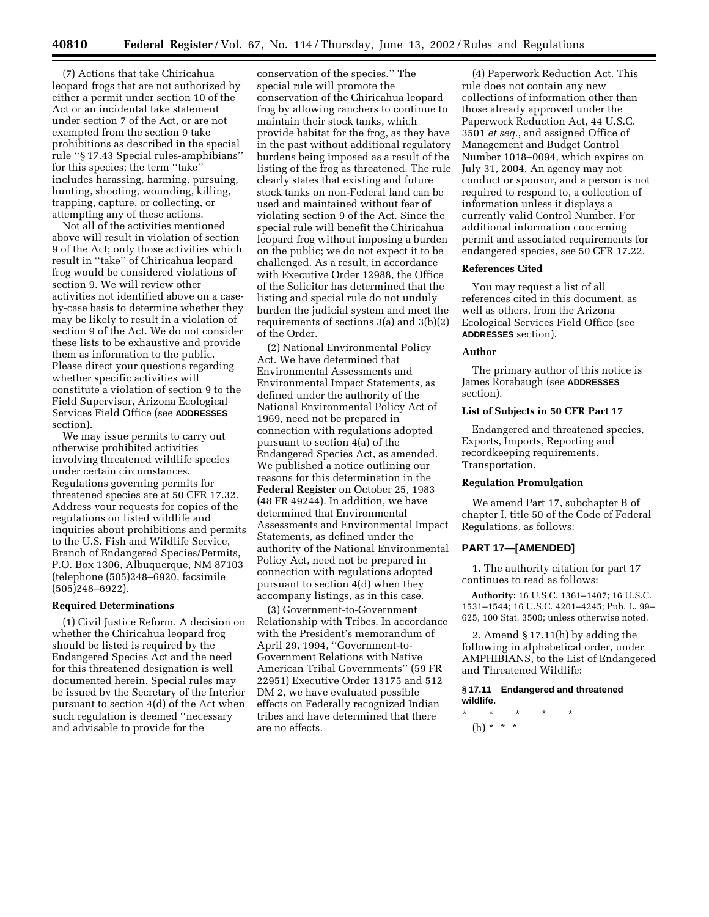(7) Actions that take Chiricahua leopard frogs that are not authorized by either a permit under section 10 of the Act or an incidental take statement under section 7 of the Act, or are not exempted from the section 9 take prohibitions as described in the special rule "§ 17.43 Special rules-amphibians" for this species; the term "take" includes harassing, harming, pursuing, hunting, shooting, wounding, killing, trapping, capture, or collecting, or attempting any of these actions.

Not all of the activities mentioned above will result in violation of section 9 of the Act; only those activities which result in "take" of Chiricahua leopard frog would be considered violations of section 9. We will review other activities not identified above on a case-by-case basis to determine whether they may be likely to result in a violation of section 9 of the Act. We do not consider these lists to be exhaustive and provide them as information to the public. Please direct your questions regarding whether specific activities will constitute a violation of section 9 to the Field Supervisor, Arizona Ecological Services Field Office (see **ADDRESSES** section).

We may issue permits to carry out otherwise prohibited activities involving threatened wildlife species under certain circumstances. Regulations governing permits for threatened species are at 50 CFR 17.32. Address your requests for copies of the regulations on listed wildlife and inquiries about prohibitions and permits to the U.S. Fish and Wildlife Service, Branch of Endangered Species/Permits, P.O. Box 1306, Albuquerque, NM 87103 (telephone (505)248–6920, facsimile (505)248–6922).

**Required Determinations**

(1) Civil Justice Reform. A decision on whether the Chiricahua leopard frog should be listed is required by the Endangered Species Act and the need for this threatened designation is well documented herein. Special rules may be issued by the Secretary of the Interior pursuant to section 4(d) of the Act when such regulation is deemed "necessary and advisable to provide for the conservation of the species." The special rule will promote the conservation of the Chiricahua leopard frog by allowing ranchers to continue to maintain their stock tanks, which provide habitat for the frog, as they have in the past without additional regulatory burdens being imposed as a result of the listing of the frog as threatened. The rule clearly states that existing and future stock tanks on non-Federal land can be used and maintained without fear of violating section 9 of the Act. Since the special rule will benefit the Chiricahua leopard frog without imposing a burden on the public; we do not expect it to be challenged. As a result, in accordance with Executive Order 12988, the Office of the Solicitor has determined that the listing and special rule do not unduly burden the judicial system and meet the requirements of sections 3(a) and 3(b)(2) of the Order.

(2) National Environmental Policy Act. We have determined that Environmental Assessments and Environmental Impact Statements, as defined under the authority of the National Environmental Policy Act of 1969, need not be prepared in connection with regulations adopted pursuant to section 4(a) of the Endangered Species Act, as amended. We published a notice outlining our reasons for this determination in the **Federal Register** on October 25, 1983 (48 FR 49244). In addition, we have determined that Environmental Assessments and Environmental Impact Statements, as defined under the authority of the National Environmental Policy Act, need not be prepared in connection with regulations adopted pursuant to section 4(d) when they accompany listings, as in this case.

(3) Government-to-Government Relationship with Tribes. In accordance with the President's memorandum of April 29, 1994, "Government-to-Government Relations with Native American Tribal Governments" (59 FR 22951) Executive Order 13175 and 512 DM 2, we have evaluated possible effects on Federally recognized Indian tribes and have determined that there are no effects.

(4) Paperwork Reduction Act. This rule does not contain any new collections of information other than those already approved under the Paperwork Reduction Act, 44 U.S.C. 3501 *et seq.*, and assigned Office of Management and Budget Control Number 1018–0094, which expires on July 31, 2004. An agency may not conduct or sponsor, and a person is not required to respond to, a collection of information unless it displays a currently valid Control Number. For additional information concerning permit and associated requirements for endangered species, see 50 CFR 17.22.

**References Cited**

You may request a list of all references cited in this document, as well as others, from the Arizona Ecological Services Field Office (see **ADDRESSES** section).

**Author**

The primary author of this notice is James Rorabaugh (see **ADDRESSES** section).

**List of Subjects in 50 CFR Part 17**

Endangered and threatened species, Exports, Imports, Reporting and recordkeeping requirements, Transportation.

**Regulation Promulgation**

We amend Part 17, subchapter B of chapter I, title 50 of the Code of Federal Regulations, as follows:

## PART 17—[AMENDED]

1. The authority citation for part 17 continues to read as follows:

**Authority:** 16 U.S.C. 1361–1407; 16 U.S.C. 1531–1544; 16 U.S.C. 4201–4245; Pub. L. 99–625, 100 Stat. 3500; unless otherwise noted.

2. Amend § 17.11(h) by adding the following in alphabetical order, under AMPHIBIANS, to the List of Endangered and Threatened Wildlife:

**§ 17.11 Endangered and threatened wildlife.**

\* \* \* \* \*

(h) \* \* \*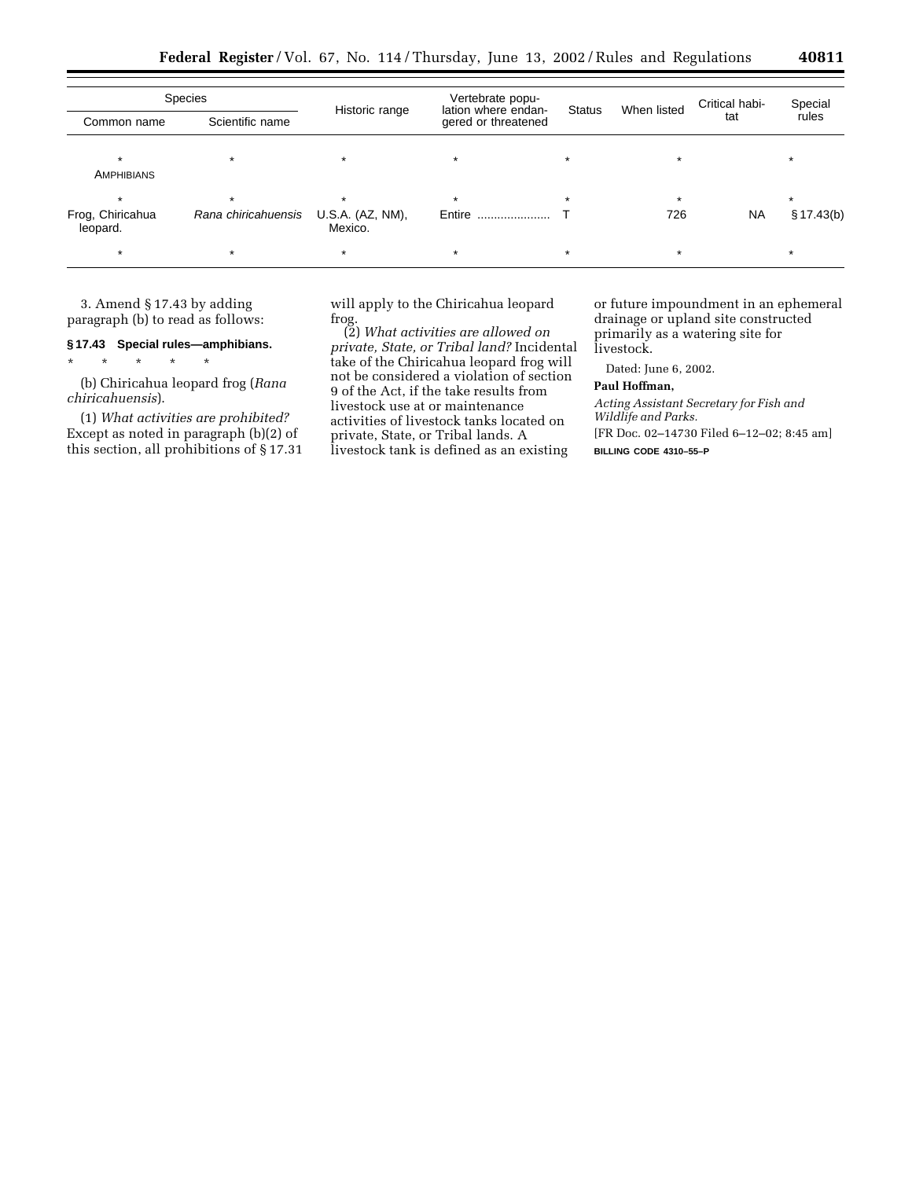| Species | | Historic range | Vertebrate population where endangered or threatened | Status | When listed | Critical habitat | Special rules |
|---|---|---|---|---|---|---|---|
| Common name | Scientific name | | | | | | |
| * | * | * | * | * | * | | * |
| AMPHIBIANS | | | | | | | |
| * | * | * | * | * | * | | * |
| Frog, Chiricahua leopard. | *Rana chiricahuensis* | U.S.A. (AZ, NM), Mexico. | Entire ...................... | T | 726 | NA | § 17.43(b) |
| * | * | * | * | * | * | | * |

3. Amend § 17.43 by adding paragraph (b) to read as follows:

**§ 17.43 Special rules—amphibians.**

\* \* \* \* \*

(b) Chiricahua leopard frog (*Rana chiricahuensis*).

(1) *What activities are prohibited?* Except as noted in paragraph (b)(2) of this section, all prohibitions of § 17.31 will apply to the Chiricahua leopard frog.

(2) *What activities are allowed on private, State, or Tribal land?* Incidental take of the Chiricahua leopard frog will not be considered a violation of section 9 of the Act, if the take results from livestock use at or maintenance activities of livestock tanks located on private, State, or Tribal lands. A livestock tank is defined as an existing or future impoundment in an ephemeral drainage or upland site constructed primarily as a watering site for livestock.

Dated: June 6, 2002.

**Paul Hoffman,**

*Acting Assistant Secretary for Fish and Wildlife and Parks.*

[FR Doc. 02–14730 Filed 6–12–02; 8:45 am]

BILLING CODE 4310–55–P